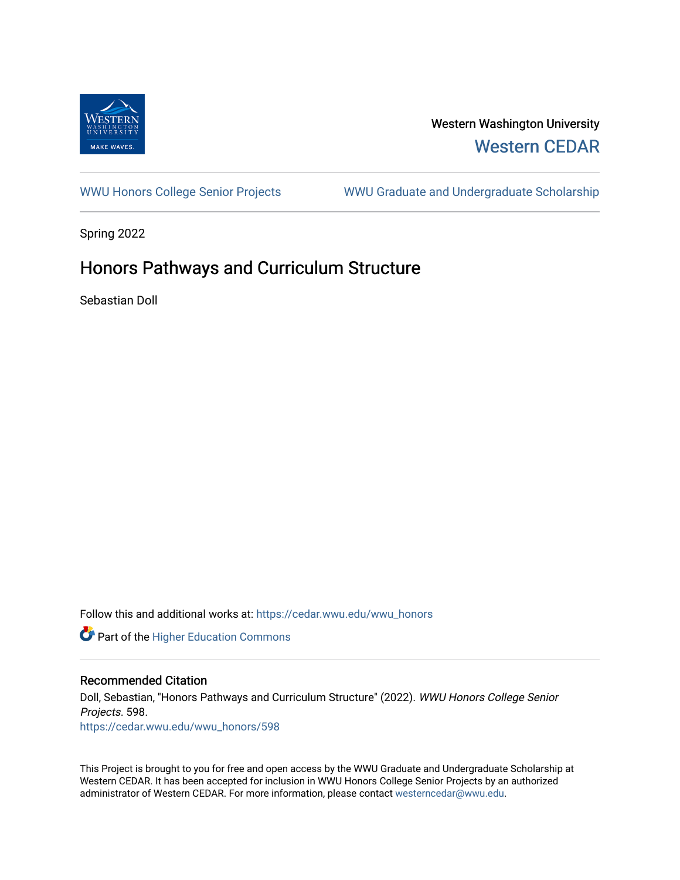Western Washington University

Western CEDAR

WWU Honors College Senior Projects | WWU Graduate and Undergraduate Scholarship

Spring 2022

# Honors Pathways and Curriculum Structure

Sebastian Doll

Follow this and additional works at: https://cedar.wwu.edu/wwu_honors

Part of the Higher Education Commons

## Recommended Citation

Doll, Sebastian, "Honors Pathways and Curriculum Structure" (2022). *WWU Honors College Senior Projects*. 598.
https://cedar.wwu.edu/wwu_honors/598

This Project is brought to you for free and open access by the WWU Graduate and Undergraduate Scholarship at Western CEDAR. It has been accepted for inclusion in WWU Honors College Senior Projects by an authorized administrator of Western CEDAR. For more information, please contact westerncedar@wwu.edu.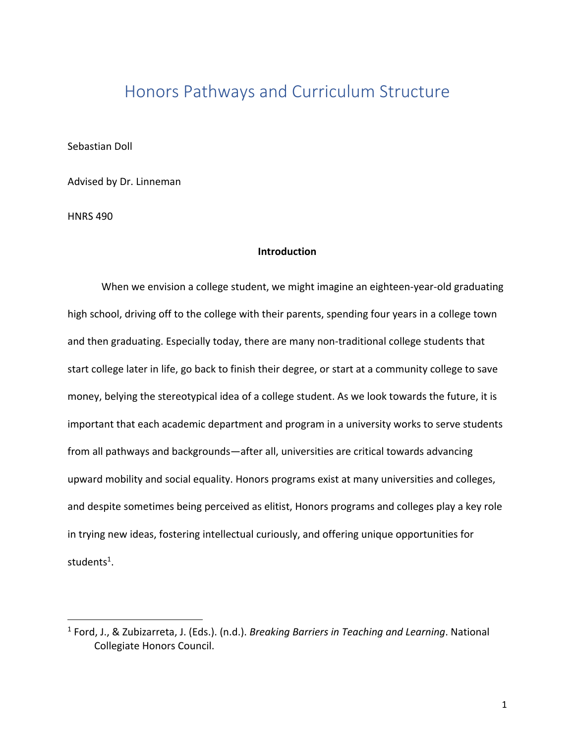# Honors Pathways and Curriculum Structure

Sebastian Doll

Advised by Dr. Linneman

HNRS 490

**Introduction**

When we envision a college student, we might imagine an eighteen-year-old graduating high school, driving off to the college with their parents, spending four years in a college town and then graduating. Especially today, there are many non-traditional college students that start college later in life, go back to finish their degree, or start at a community college to save money, belying the stereotypical idea of a college student. As we look towards the future, it is important that each academic department and program in a university works to serve students from all pathways and backgrounds—after all, universities are critical towards advancing upward mobility and social equality. Honors programs exist at many universities and colleges, and despite sometimes being perceived as elitist, Honors programs and colleges play a key role in trying new ideas, fostering intellectual curiously, and offering unique opportunities for students[1].

---

[1] Ford, J., & Zubizarreta, J. (Eds.). (n.d.). *Breaking Barriers in Teaching and Learning*. National Collegiate Honors Council.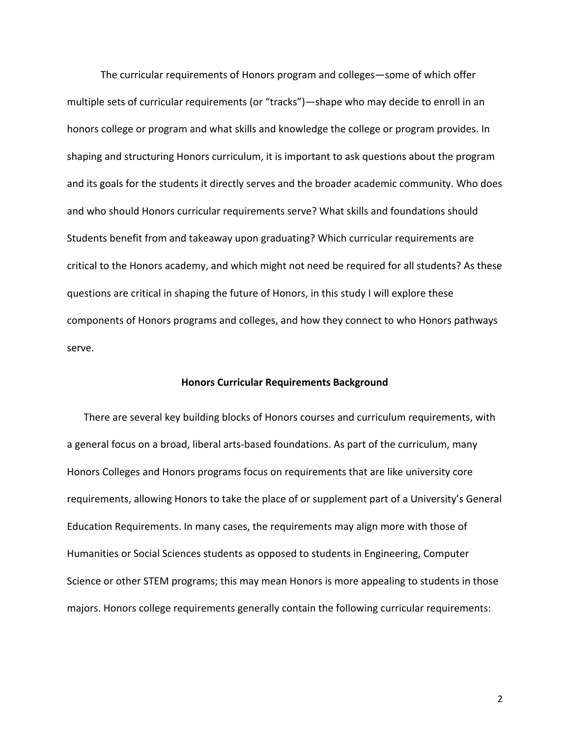The curricular requirements of Honors program and colleges—some of which offer multiple sets of curricular requirements (or "tracks")—shape who may decide to enroll in an honors college or program and what skills and knowledge the college or program provides. In shaping and structuring Honors curriculum, it is important to ask questions about the program and its goals for the students it directly serves and the broader academic community. Who does and who should Honors curricular requirements serve? What skills and foundations should Students benefit from and takeaway upon graduating? Which curricular requirements are critical to the Honors academy, and which might not need be required for all students? As these questions are critical in shaping the future of Honors, in this study I will explore these components of Honors programs and colleges, and how they connect to who Honors pathways serve.

## Honors Curricular Requirements Background

There are several key building blocks of Honors courses and curriculum requirements, with a general focus on a broad, liberal arts-based foundations. As part of the curriculum, many Honors Colleges and Honors programs focus on requirements that are like university core requirements, allowing Honors to take the place of or supplement part of a University's General Education Requirements. In many cases, the requirements may align more with those of Humanities or Social Sciences students as opposed to students in Engineering, Computer Science or other STEM programs; this may mean Honors is more appealing to students in those majors. Honors college requirements generally contain the following curricular requirements: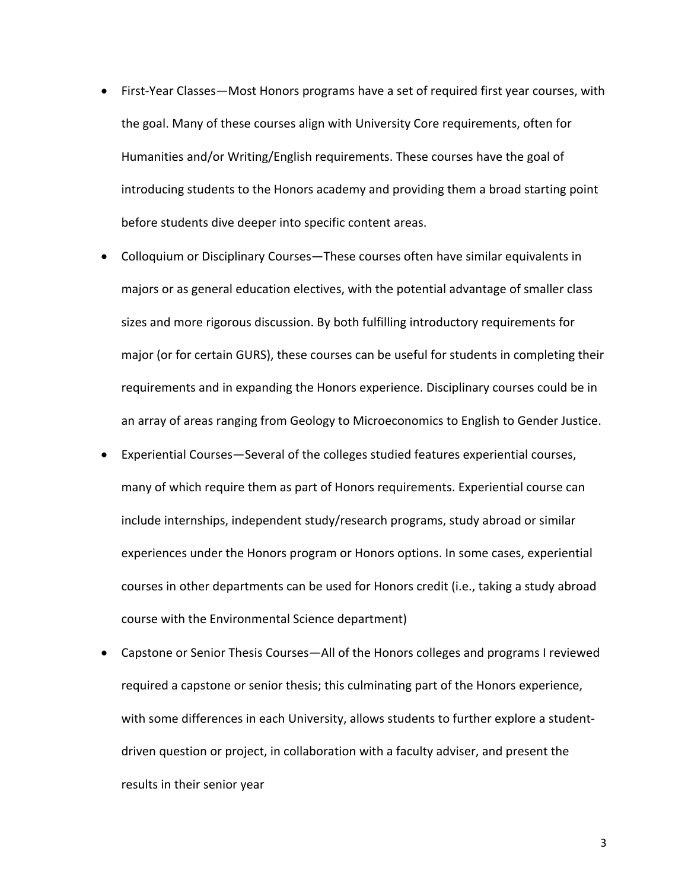- First-Year Classes—Most Honors programs have a set of required first year courses, with the goal. Many of these courses align with University Core requirements, often for Humanities and/or Writing/English requirements. These courses have the goal of introducing students to the Honors academy and providing them a broad starting point before students dive deeper into specific content areas.
- Colloquium or Disciplinary Courses—These courses often have similar equivalents in majors or as general education electives, with the potential advantage of smaller class sizes and more rigorous discussion. By both fulfilling introductory requirements for major (or for certain GURS), these courses can be useful for students in completing their requirements and in expanding the Honors experience. Disciplinary courses could be in an array of areas ranging from Geology to Microeconomics to English to Gender Justice.
- Experiential Courses—Several of the colleges studied features experiential courses, many of which require them as part of Honors requirements. Experiential course can include internships, independent study/research programs, study abroad or similar experiences under the Honors program or Honors options. In some cases, experiential courses in other departments can be used for Honors credit (i.e., taking a study abroad course with the Environmental Science department)
- Capstone or Senior Thesis Courses—All of the Honors colleges and programs I reviewed required a capstone or senior thesis; this culminating part of the Honors experience, with some differences in each University, allows students to further explore a student-driven question or project, in collaboration with a faculty adviser, and present the results in their senior year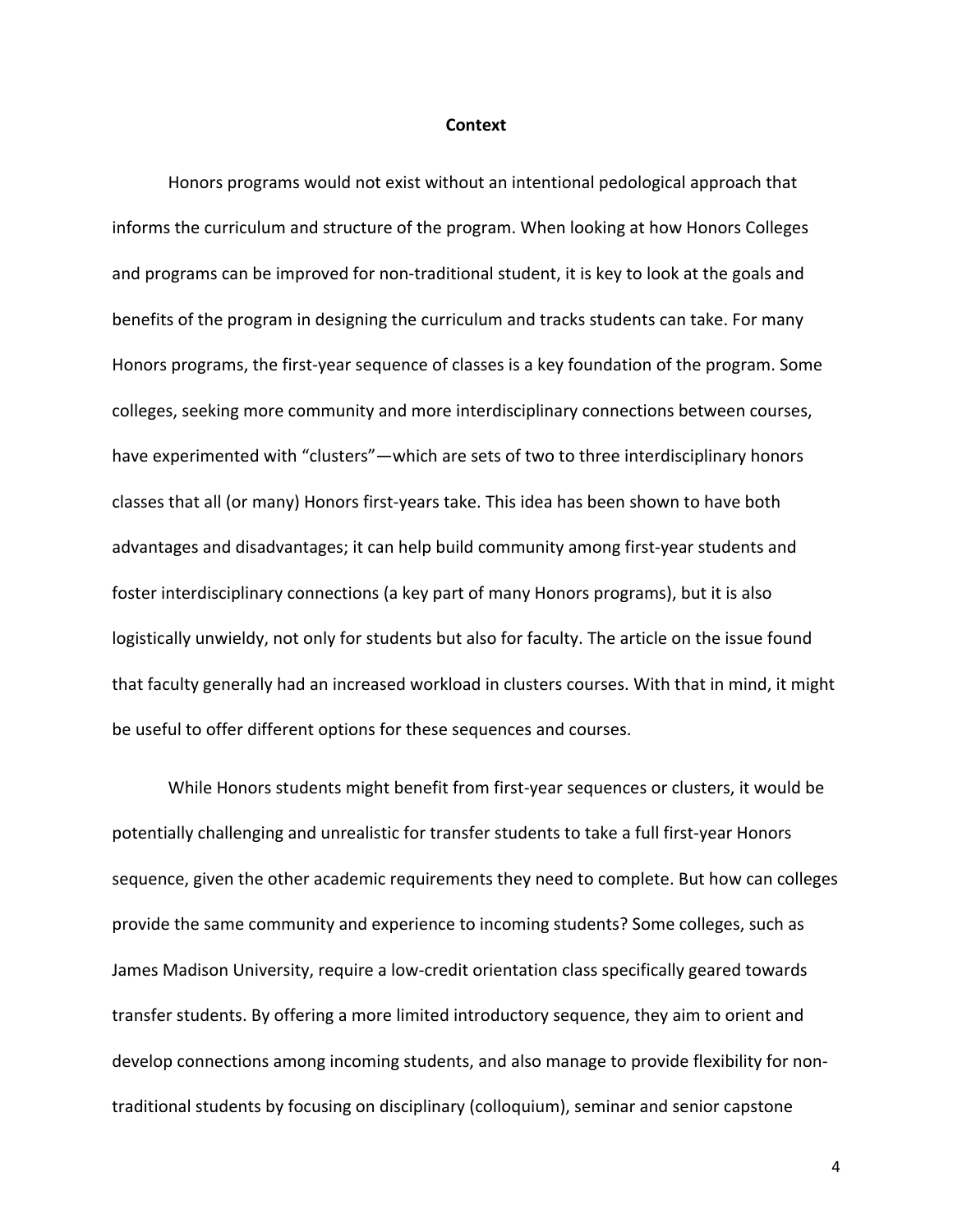## Context

Honors programs would not exist without an intentional pedological approach that informs the curriculum and structure of the program. When looking at how Honors Colleges and programs can be improved for non-traditional student, it is key to look at the goals and benefits of the program in designing the curriculum and tracks students can take. For many Honors programs, the first-year sequence of classes is a key foundation of the program. Some colleges, seeking more community and more interdisciplinary connections between courses, have experimented with "clusters"—which are sets of two to three interdisciplinary honors classes that all (or many) Honors first-years take. This idea has been shown to have both advantages and disadvantages; it can help build community among first-year students and foster interdisciplinary connections (a key part of many Honors programs), but it is also logistically unwieldy, not only for students but also for faculty. The article on the issue found that faculty generally had an increased workload in clusters courses. With that in mind, it might be useful to offer different options for these sequences and courses.

While Honors students might benefit from first-year sequences or clusters, it would be potentially challenging and unrealistic for transfer students to take a full first-year Honors sequence, given the other academic requirements they need to complete. But how can colleges provide the same community and experience to incoming students? Some colleges, such as James Madison University, require a low-credit orientation class specifically geared towards transfer students. By offering a more limited introductory sequence, they aim to orient and develop connections among incoming students, and also manage to provide flexibility for non-traditional students by focusing on disciplinary (colloquium), seminar and senior capstone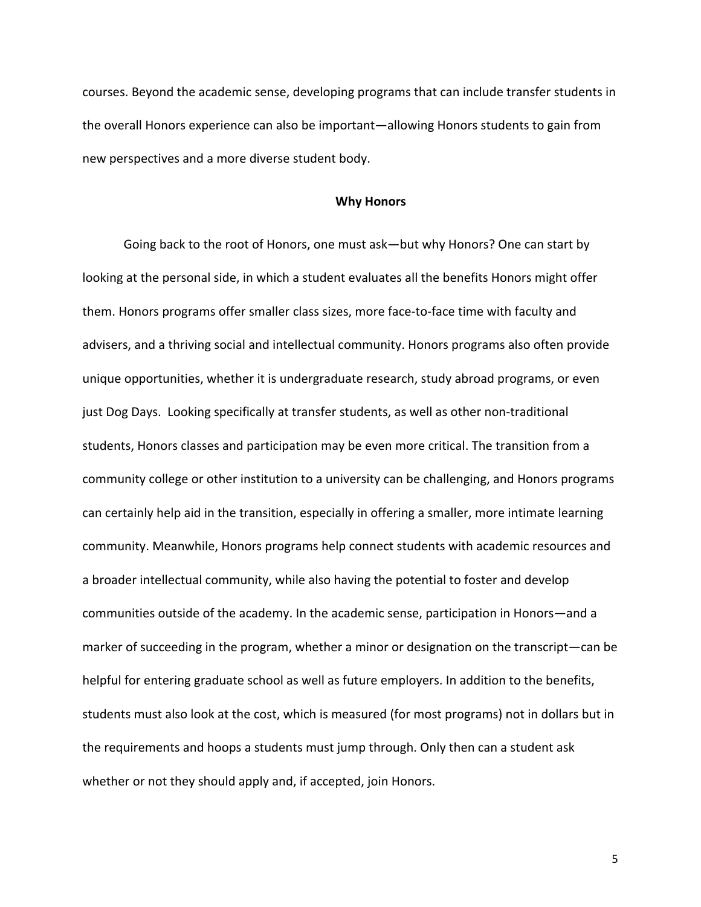courses. Beyond the academic sense, developing programs that can include transfer students in the overall Honors experience can also be important—allowing Honors students to gain from new perspectives and a more diverse student body.

## Why Honors

Going back to the root of Honors, one must ask—but why Honors? One can start by looking at the personal side, in which a student evaluates all the benefits Honors might offer them. Honors programs offer smaller class sizes, more face-to-face time with faculty and advisers, and a thriving social and intellectual community. Honors programs also often provide unique opportunities, whether it is undergraduate research, study abroad programs, or even just Dog Days. Looking specifically at transfer students, as well as other non-traditional students, Honors classes and participation may be even more critical. The transition from a community college or other institution to a university can be challenging, and Honors programs can certainly help aid in the transition, especially in offering a smaller, more intimate learning community. Meanwhile, Honors programs help connect students with academic resources and a broader intellectual community, while also having the potential to foster and develop communities outside of the academy. In the academic sense, participation in Honors—and a marker of succeeding in the program, whether a minor or designation on the transcript—can be helpful for entering graduate school as well as future employers. In addition to the benefits, students must also look at the cost, which is measured (for most programs) not in dollars but in the requirements and hoops a students must jump through. Only then can a student ask whether or not they should apply and, if accepted, join Honors.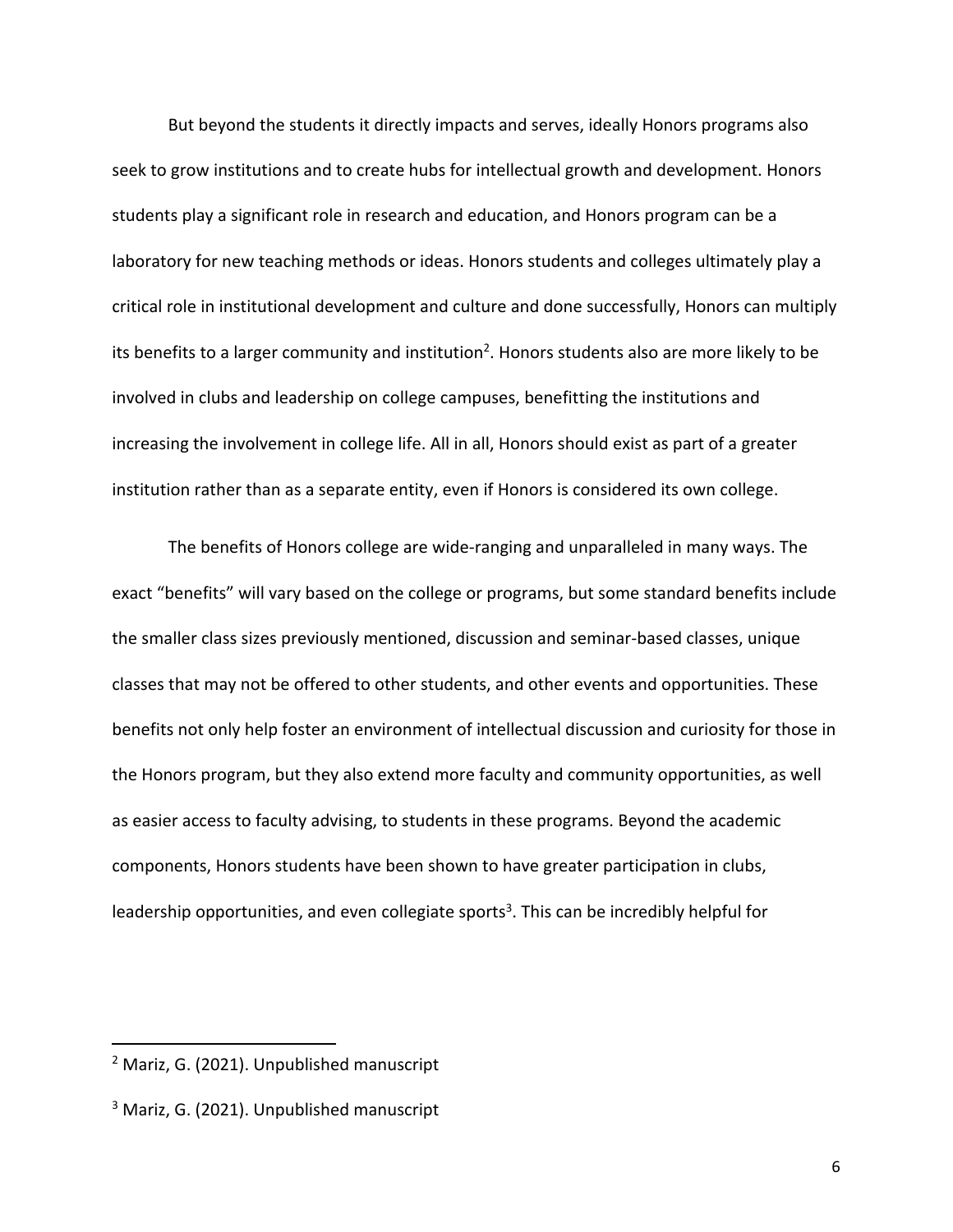But beyond the students it directly impacts and serves, ideally Honors programs also seek to grow institutions and to create hubs for intellectual growth and development. Honors students play a significant role in research and education, and Honors program can be a laboratory for new teaching methods or ideas. Honors students and colleges ultimately play a critical role in institutional development and culture and done successfully, Honors can multiply its benefits to a larger community and institution[2]. Honors students also are more likely to be involved in clubs and leadership on college campuses, benefitting the institutions and increasing the involvement in college life. All in all, Honors should exist as part of a greater institution rather than as a separate entity, even if Honors is considered its own college.

The benefits of Honors college are wide-ranging and unparalleled in many ways. The exact "benefits" will vary based on the college or programs, but some standard benefits include the smaller class sizes previously mentioned, discussion and seminar-based classes, unique classes that may not be offered to other students, and other events and opportunities. These benefits not only help foster an environment of intellectual discussion and curiosity for those in the Honors program, but they also extend more faculty and community opportunities, as well as easier access to faculty advising, to students in these programs. Beyond the academic components, Honors students have been shown to have greater participation in clubs, leadership opportunities, and even collegiate sports[3]. This can be incredibly helpful for

---

[2] Mariz, G. (2021). Unpublished manuscript

[3] Mariz, G. (2021). Unpublished manuscript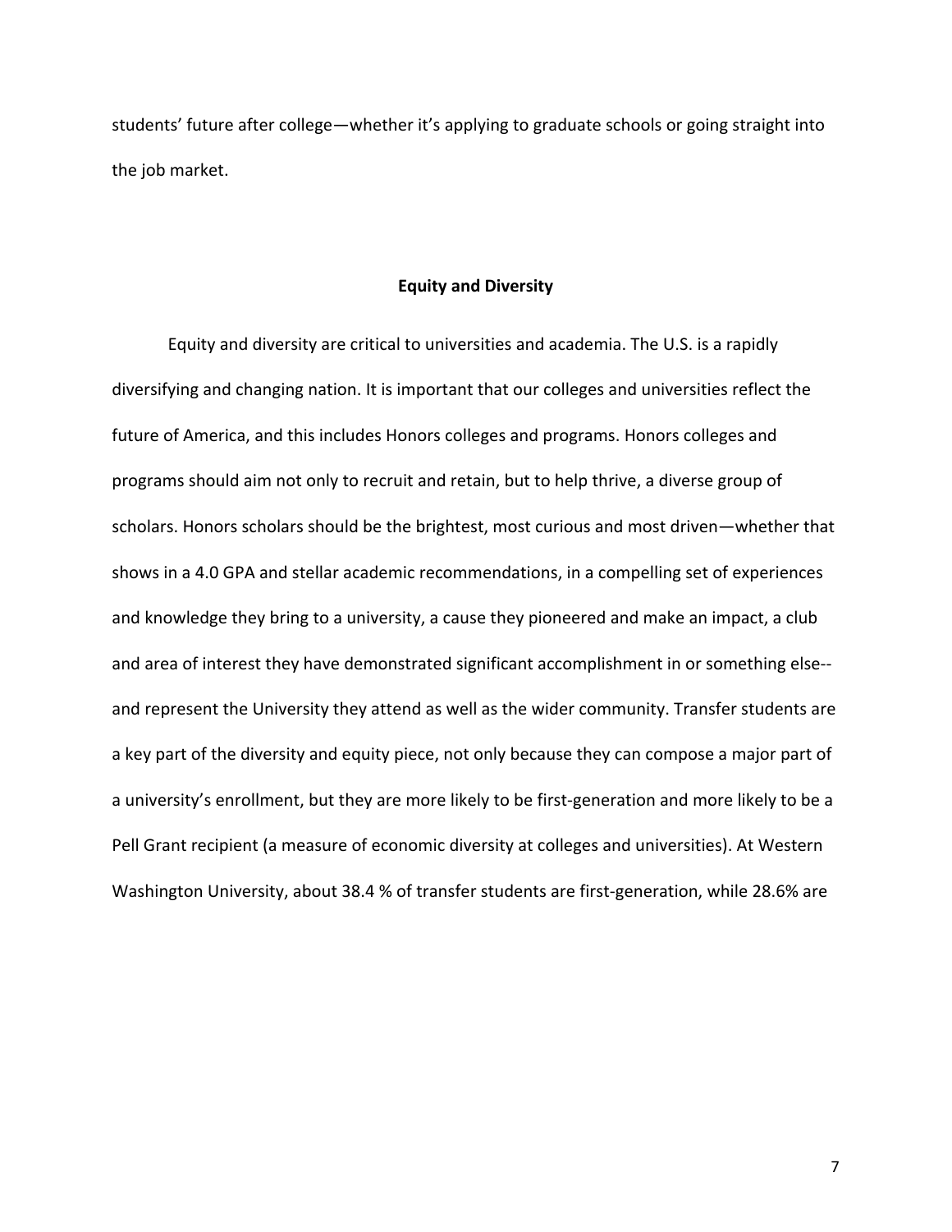students' future after college—whether it's applying to graduate schools or going straight into the job market.

## Equity and Diversity

Equity and diversity are critical to universities and academia. The U.S. is a rapidly diversifying and changing nation. It is important that our colleges and universities reflect the future of America, and this includes Honors colleges and programs. Honors colleges and programs should aim not only to recruit and retain, but to help thrive, a diverse group of scholars. Honors scholars should be the brightest, most curious and most driven—whether that shows in a 4.0 GPA and stellar academic recommendations, in a compelling set of experiences and knowledge they bring to a university, a cause they pioneered and make an impact, a club and area of interest they have demonstrated significant accomplishment in or something else--and represent the University they attend as well as the wider community. Transfer students are a key part of the diversity and equity piece, not only because they can compose a major part of a university's enrollment, but they are more likely to be first-generation and more likely to be a Pell Grant recipient (a measure of economic diversity at colleges and universities). At Western Washington University, about 38.4 % of transfer students are first-generation, while 28.6% are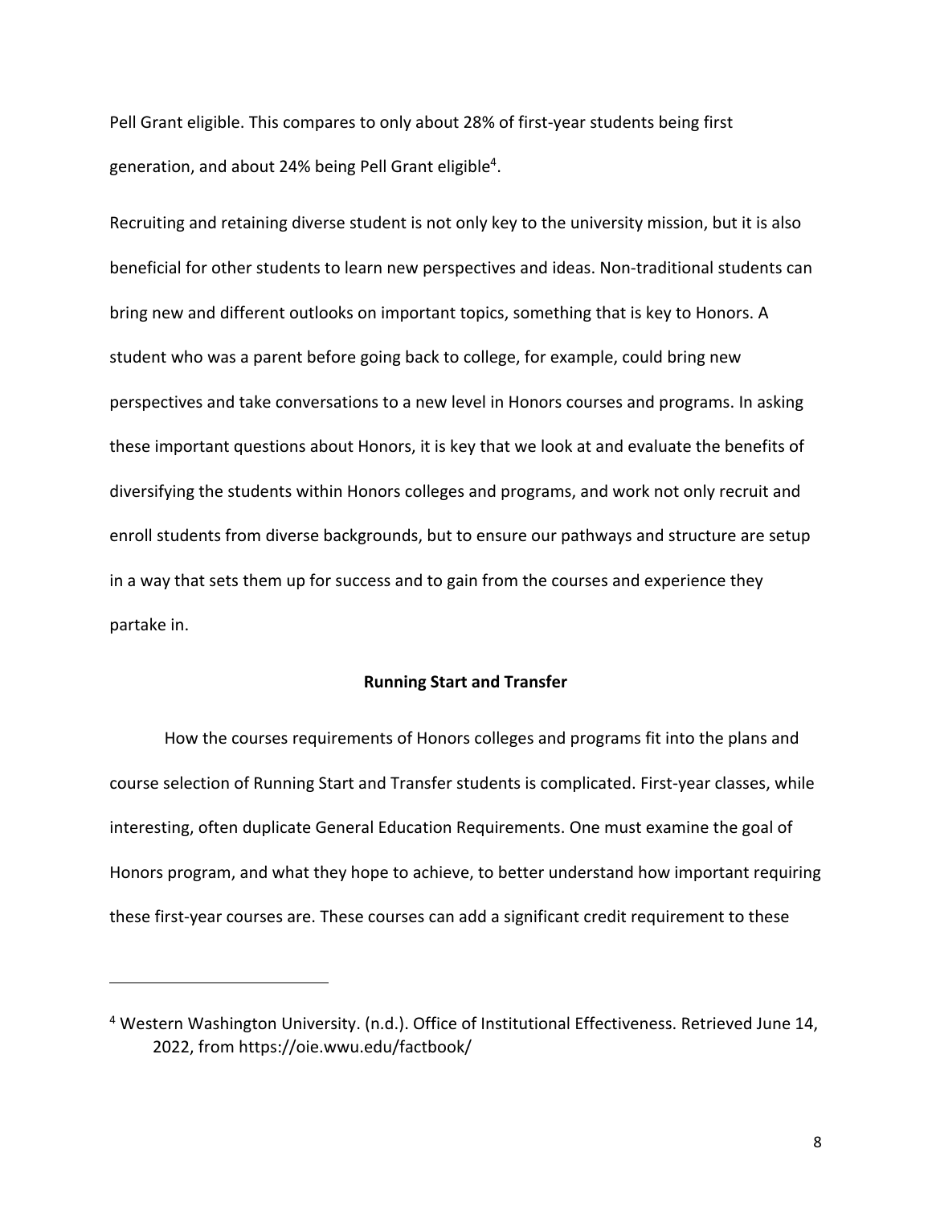Pell Grant eligible. This compares to only about 28% of first-year students being first generation, and about 24% being Pell Grant eligible[4].

Recruiting and retaining diverse student is not only key to the university mission, but it is also beneficial for other students to learn new perspectives and ideas. Non-traditional students can bring new and different outlooks on important topics, something that is key to Honors. A student who was a parent before going back to college, for example, could bring new perspectives and take conversations to a new level in Honors courses and programs. In asking these important questions about Honors, it is key that we look at and evaluate the benefits of diversifying the students within Honors colleges and programs, and work not only recruit and enroll students from diverse backgrounds, but to ensure our pathways and structure are setup in a way that sets them up for success and to gain from the courses and experience they partake in.

## Running Start and Transfer

How the courses requirements of Honors colleges and programs fit into the plans and course selection of Running Start and Transfer students is complicated. First-year classes, while interesting, often duplicate General Education Requirements. One must examine the goal of Honors program, and what they hope to achieve, to better understand how important requiring these first-year courses are. These courses can add a significant credit requirement to these

---

[4] Western Washington University. (n.d.). Office of Institutional Effectiveness. Retrieved June 14, 2022, from https://oie.wwu.edu/factbook/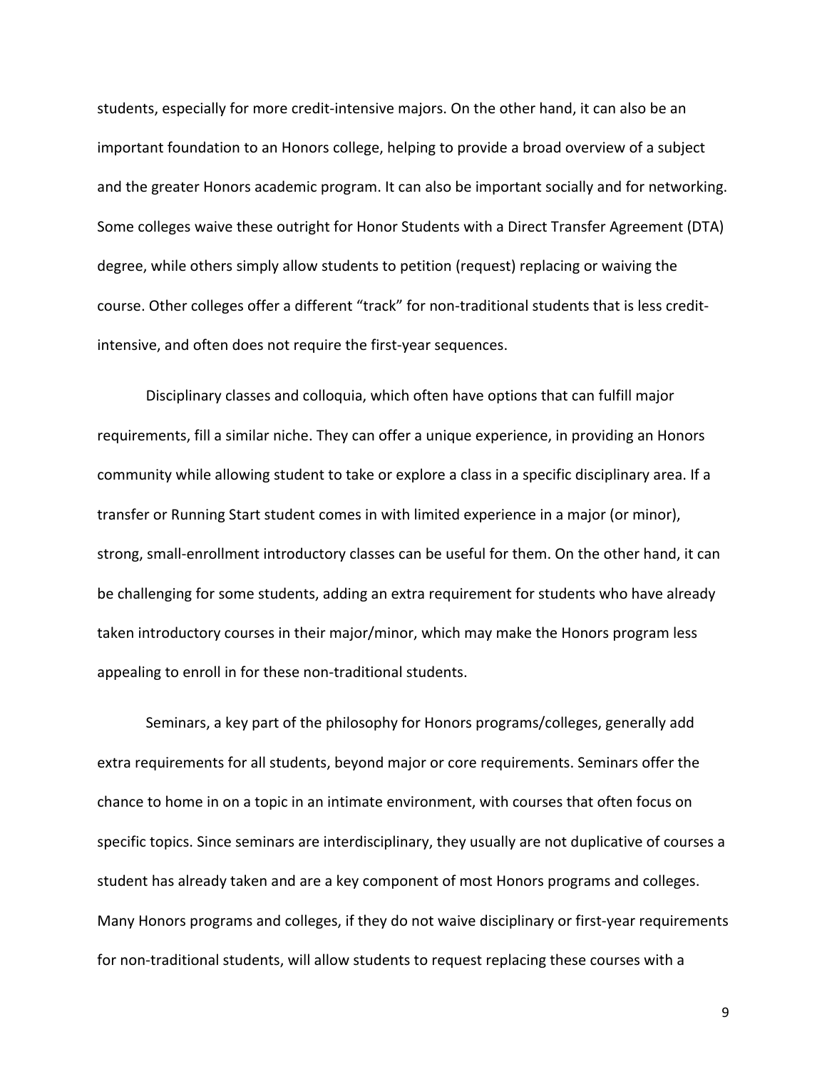students, especially for more credit-intensive majors. On the other hand, it can also be an important foundation to an Honors college, helping to provide a broad overview of a subject and the greater Honors academic program. It can also be important socially and for networking. Some colleges waive these outright for Honor Students with a Direct Transfer Agreement (DTA) degree, while others simply allow students to petition (request) replacing or waiving the course. Other colleges offer a different "track" for non-traditional students that is less credit-intensive, and often does not require the first-year sequences.

Disciplinary classes and colloquia, which often have options that can fulfill major requirements, fill a similar niche. They can offer a unique experience, in providing an Honors community while allowing student to take or explore a class in a specific disciplinary area. If a transfer or Running Start student comes in with limited experience in a major (or minor), strong, small-enrollment introductory classes can be useful for them. On the other hand, it can be challenging for some students, adding an extra requirement for students who have already taken introductory courses in their major/minor, which may make the Honors program less appealing to enroll in for these non-traditional students.

Seminars, a key part of the philosophy for Honors programs/colleges, generally add extra requirements for all students, beyond major or core requirements. Seminars offer the chance to home in on a topic in an intimate environment, with courses that often focus on specific topics. Since seminars are interdisciplinary, they usually are not duplicative of courses a student has already taken and are a key component of most Honors programs and colleges. Many Honors programs and colleges, if they do not waive disciplinary or first-year requirements for non-traditional students, will allow students to request replacing these courses with a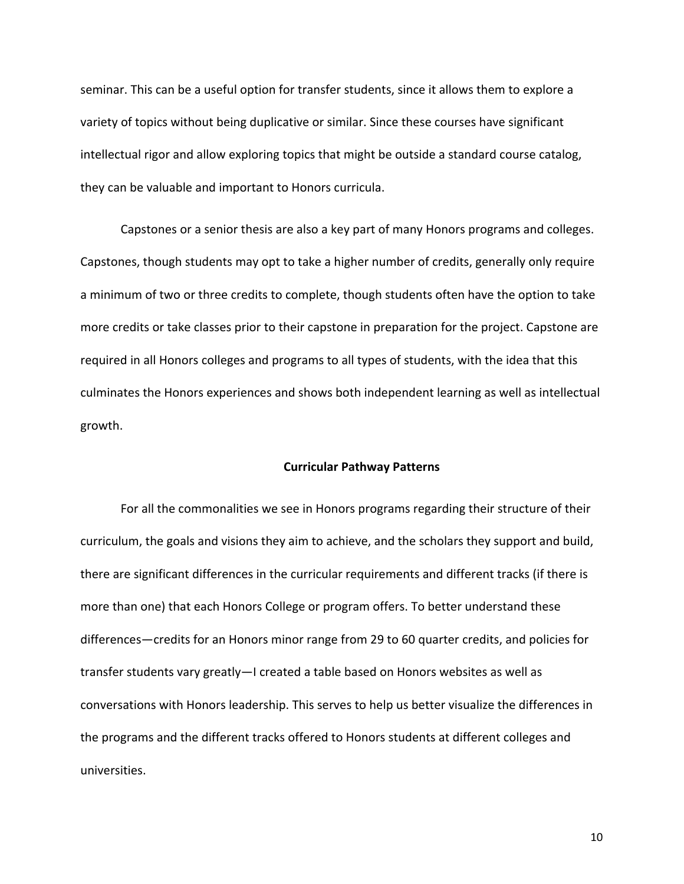seminar. This can be a useful option for transfer students, since it allows them to explore a variety of topics without being duplicative or similar. Since these courses have significant intellectual rigor and allow exploring topics that might be outside a standard course catalog, they can be valuable and important to Honors curricula.

Capstones or a senior thesis are also a key part of many Honors programs and colleges. Capstones, though students may opt to take a higher number of credits, generally only require a minimum of two or three credits to complete, though students often have the option to take more credits or take classes prior to their capstone in preparation for the project. Capstone are required in all Honors colleges and programs to all types of students, with the idea that this culminates the Honors experiences and shows both independent learning as well as intellectual growth.

## Curricular Pathway Patterns

For all the commonalities we see in Honors programs regarding their structure of their curriculum, the goals and visions they aim to achieve, and the scholars they support and build, there are significant differences in the curricular requirements and different tracks (if there is more than one) that each Honors College or program offers. To better understand these differences—credits for an Honors minor range from 29 to 60 quarter credits, and policies for transfer students vary greatly—I created a table based on Honors websites as well as conversations with Honors leadership. This serves to help us better visualize the differences in the programs and the different tracks offered to Honors students at different colleges and universities.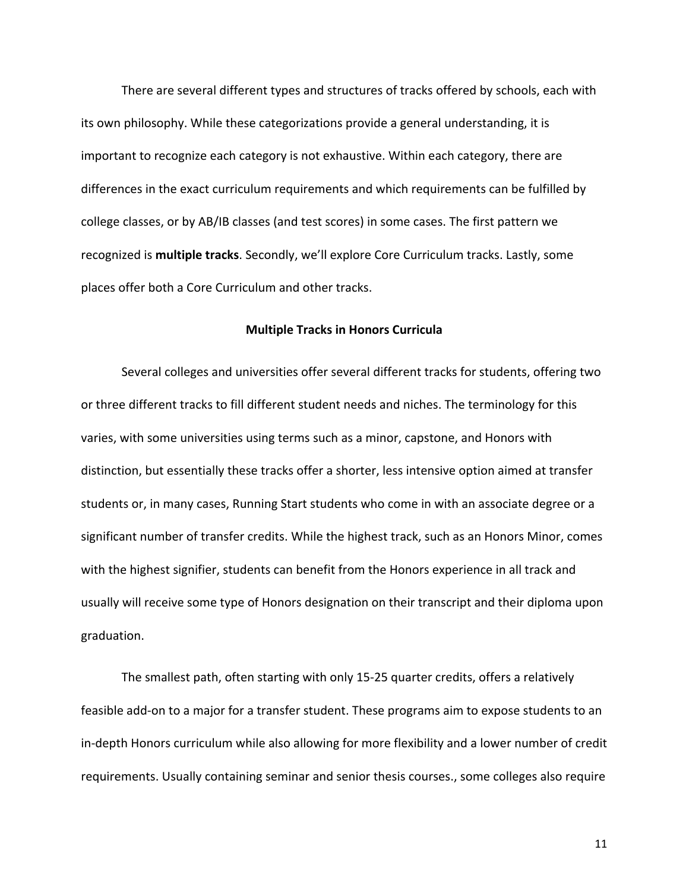There are several different types and structures of tracks offered by schools, each with its own philosophy. While these categorizations provide a general understanding, it is important to recognize each category is not exhaustive. Within each category, there are differences in the exact curriculum requirements and which requirements can be fulfilled by college classes, or by AB/IB classes (and test scores) in some cases. The first pattern we recognized is **multiple tracks**. Secondly, we'll explore Core Curriculum tracks. Lastly, some places offer both a Core Curriculum and other tracks.

## Multiple Tracks in Honors Curricula

Several colleges and universities offer several different tracks for students, offering two or three different tracks to fill different student needs and niches. The terminology for this varies, with some universities using terms such as a minor, capstone, and Honors with distinction, but essentially these tracks offer a shorter, less intensive option aimed at transfer students or, in many cases, Running Start students who come in with an associate degree or a significant number of transfer credits. While the highest track, such as an Honors Minor, comes with the highest signifier, students can benefit from the Honors experience in all track and usually will receive some type of Honors designation on their transcript and their diploma upon graduation.

The smallest path, often starting with only 15-25 quarter credits, offers a relatively feasible add-on to a major for a transfer student. These programs aim to expose students to an in-depth Honors curriculum while also allowing for more flexibility and a lower number of credit requirements. Usually containing seminar and senior thesis courses., some colleges also require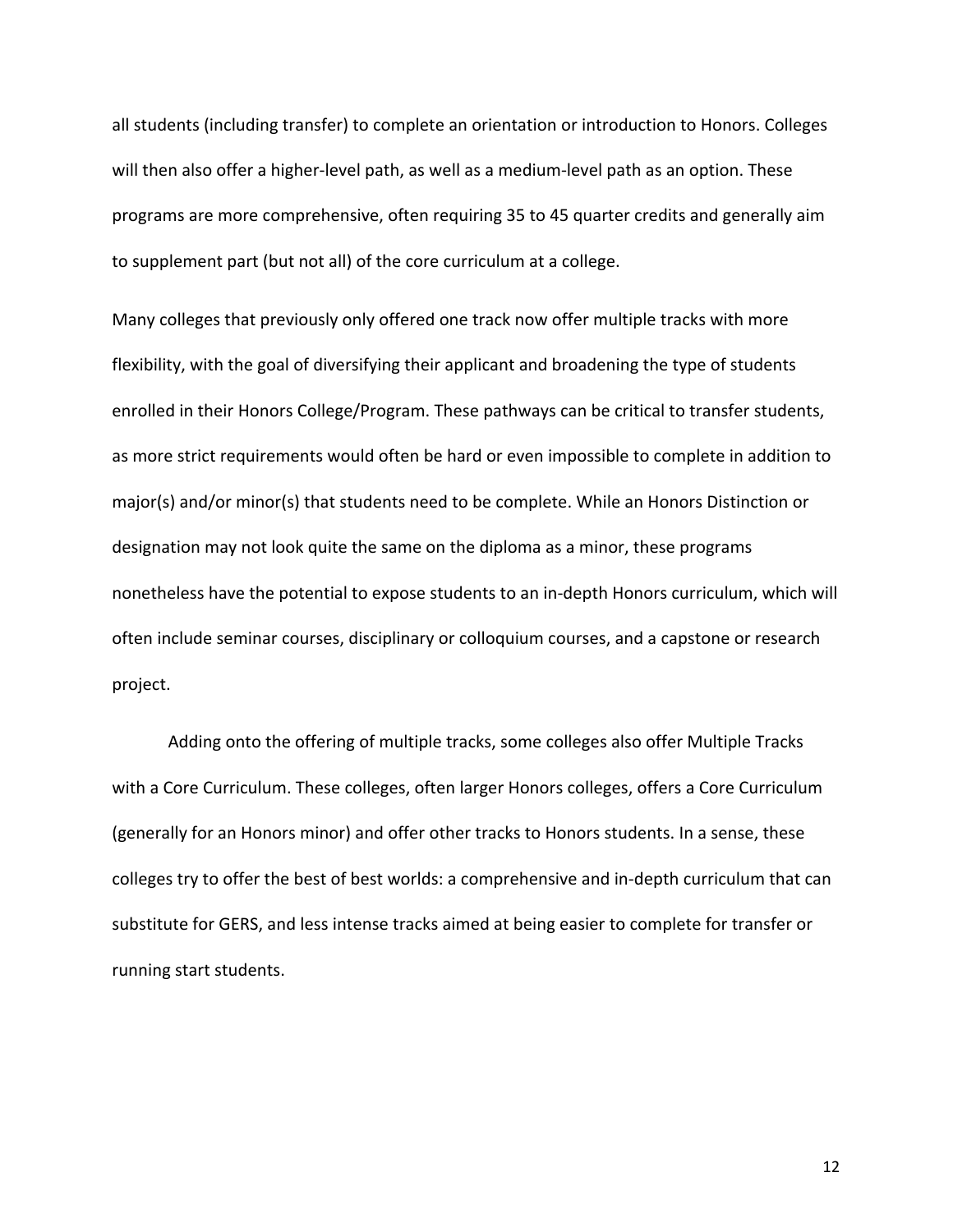all students (including transfer) to complete an orientation or introduction to Honors. Colleges will then also offer a higher-level path, as well as a medium-level path as an option. These programs are more comprehensive, often requiring 35 to 45 quarter credits and generally aim to supplement part (but not all) of the core curriculum at a college.

Many colleges that previously only offered one track now offer multiple tracks with more flexibility, with the goal of diversifying their applicant and broadening the type of students enrolled in their Honors College/Program. These pathways can be critical to transfer students, as more strict requirements would often be hard or even impossible to complete in addition to major(s) and/or minor(s) that students need to be complete. While an Honors Distinction or designation may not look quite the same on the diploma as a minor, these programs nonetheless have the potential to expose students to an in-depth Honors curriculum, which will often include seminar courses, disciplinary or colloquium courses, and a capstone or research project.

Adding onto the offering of multiple tracks, some colleges also offer Multiple Tracks with a Core Curriculum. These colleges, often larger Honors colleges, offers a Core Curriculum (generally for an Honors minor) and offer other tracks to Honors students. In a sense, these colleges try to offer the best of best worlds: a comprehensive and in-depth curriculum that can substitute for GERS, and less intense tracks aimed at being easier to complete for transfer or running start students.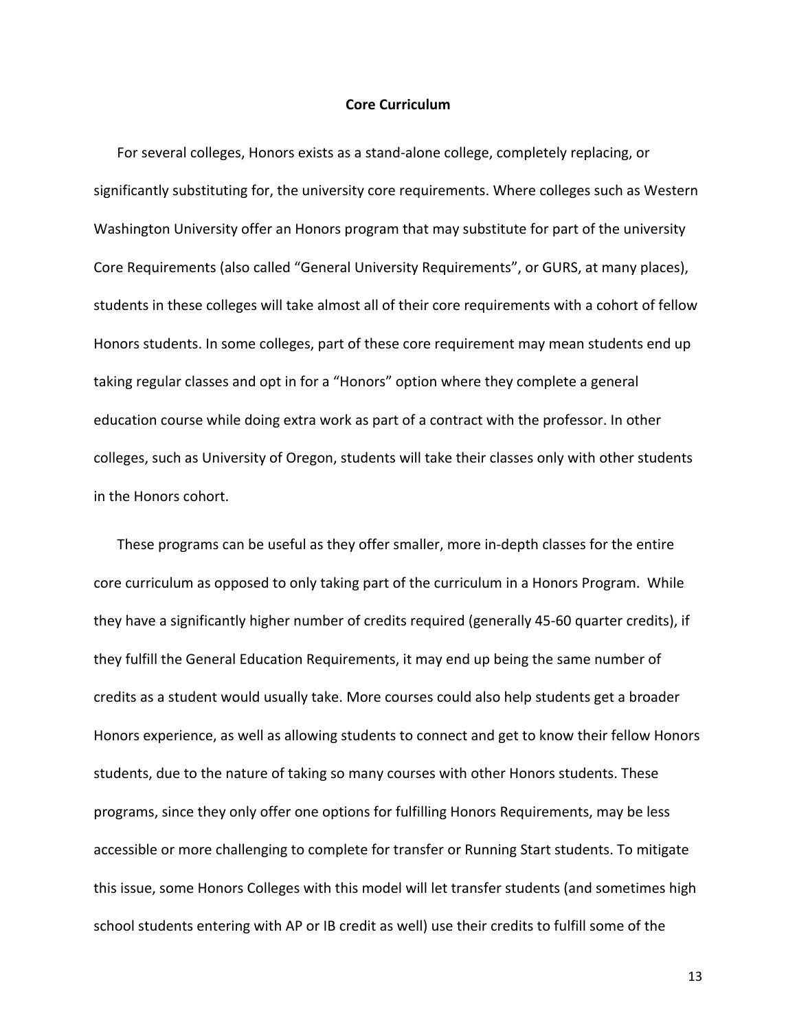## Core Curriculum

For several colleges, Honors exists as a stand-alone college, completely replacing, or significantly substituting for, the university core requirements. Where colleges such as Western Washington University offer an Honors program that may substitute for part of the university Core Requirements (also called "General University Requirements", or GURS, at many places), students in these colleges will take almost all of their core requirements with a cohort of fellow Honors students. In some colleges, part of these core requirement may mean students end up taking regular classes and opt in for a "Honors" option where they complete a general education course while doing extra work as part of a contract with the professor. In other colleges, such as University of Oregon, students will take their classes only with other students in the Honors cohort.

These programs can be useful as they offer smaller, more in-depth classes for the entire core curriculum as opposed to only taking part of the curriculum in a Honors Program. While they have a significantly higher number of credits required (generally 45-60 quarter credits), if they fulfill the General Education Requirements, it may end up being the same number of credits as a student would usually take. More courses could also help students get a broader Honors experience, as well as allowing students to connect and get to know their fellow Honors students, due to the nature of taking so many courses with other Honors students. These programs, since they only offer one options for fulfilling Honors Requirements, may be less accessible or more challenging to complete for transfer or Running Start students. To mitigate this issue, some Honors Colleges with this model will let transfer students (and sometimes high school students entering with AP or IB credit as well) use their credits to fulfill some of the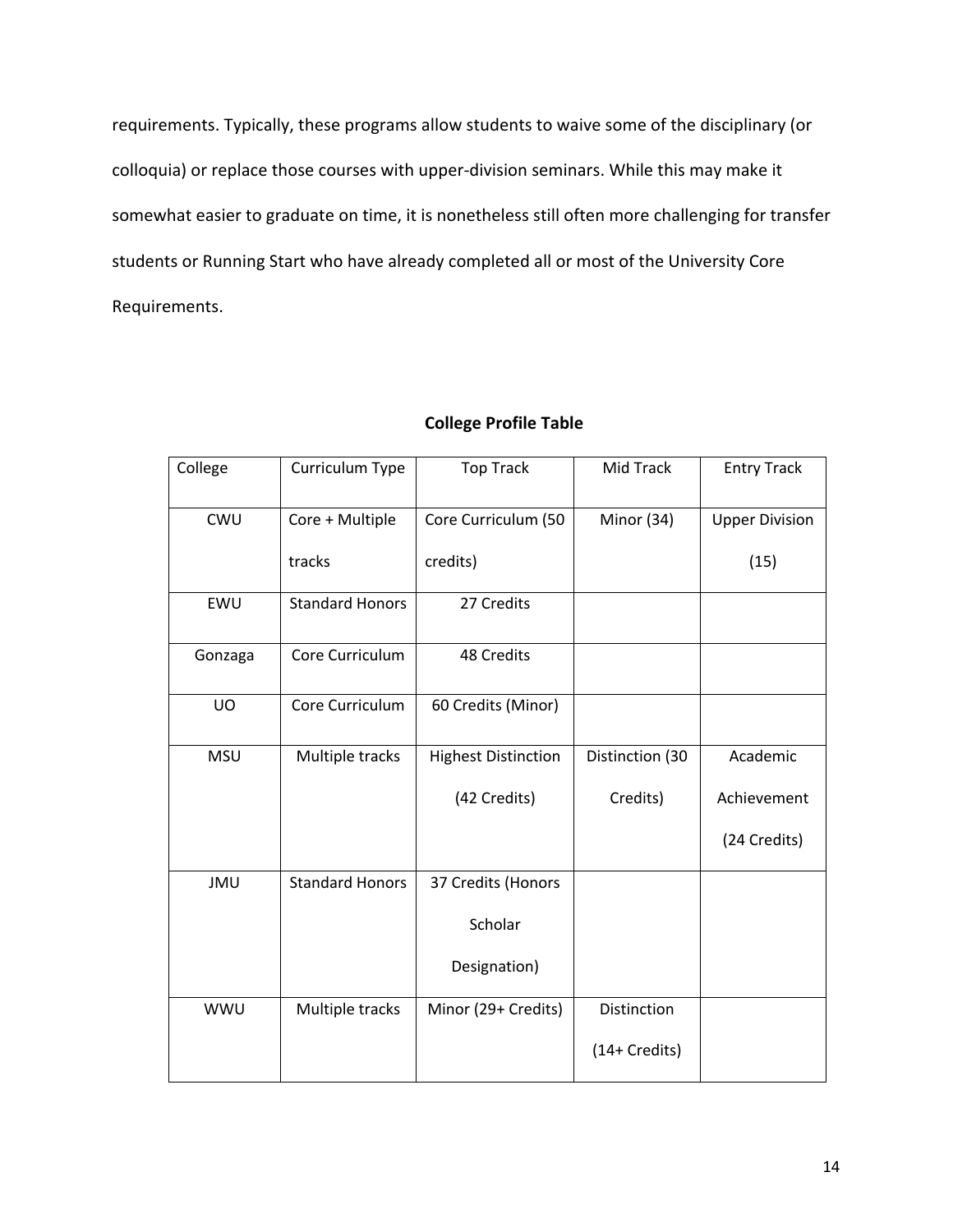requirements. Typically, these programs allow students to waive some of the disciplinary (or colloquia) or replace those courses with upper-division seminars. While this may make it somewhat easier to graduate on time, it is nonetheless still often more challenging for transfer students or Running Start who have already completed all or most of the University Core Requirements.

**College Profile Table**

| College | Curriculum Type | Top Track | Mid Track | Entry Track |
|---|---|---|---|---|
| CWU | Core + Multiple tracks | Core Curriculum (50 credits) | Minor (34) | Upper Division (15) |
| EWU | Standard Honors | 27 Credits | | |
| Gonzaga | Core Curriculum | 48 Credits | | |
| UO | Core Curriculum | 60 Credits (Minor) | | |
| MSU | Multiple tracks | Highest Distinction (42 Credits) | Distinction (30 Credits) | Academic Achievement (24 Credits) |
| JMU | Standard Honors | 37 Credits (Honors Scholar Designation) | | |
| WWU | Multiple tracks | Minor (29+ Credits) | Distinction (14+ Credits) | |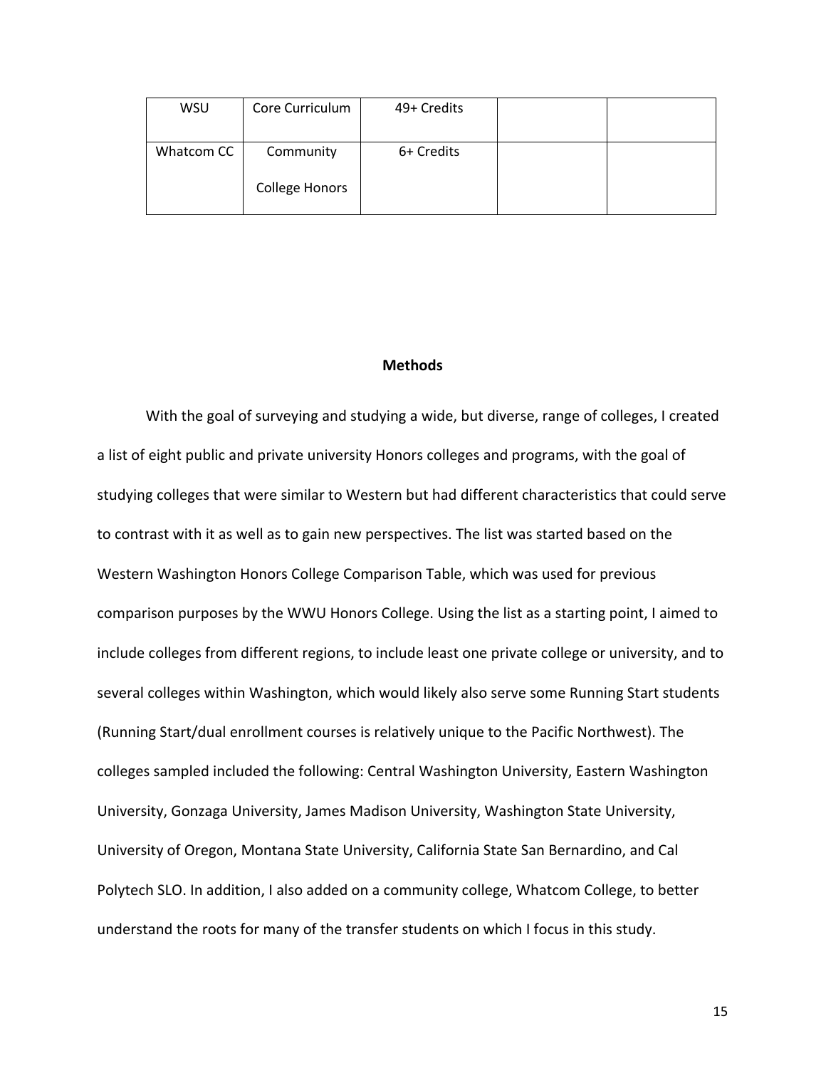| WSU | Core Curriculum | 49+ Credits | | |
|---|---|---|---|---|
| Whatcom CC | Community College Honors | 6+ Credits | | |

## Methods

With the goal of surveying and studying a wide, but diverse, range of colleges, I created a list of eight public and private university Honors colleges and programs, with the goal of studying colleges that were similar to Western but had different characteristics that could serve to contrast with it as well as to gain new perspectives. The list was started based on the Western Washington Honors College Comparison Table, which was used for previous comparison purposes by the WWU Honors College. Using the list as a starting point, I aimed to include colleges from different regions, to include least one private college or university, and to several colleges within Washington, which would likely also serve some Running Start students (Running Start/dual enrollment courses is relatively unique to the Pacific Northwest). The colleges sampled included the following: Central Washington University, Eastern Washington University, Gonzaga University, James Madison University, Washington State University, University of Oregon, Montana State University, California State San Bernardino, and Cal Polytech SLO. In addition, I also added on a community college, Whatcom College, to better understand the roots for many of the transfer students on which I focus in this study.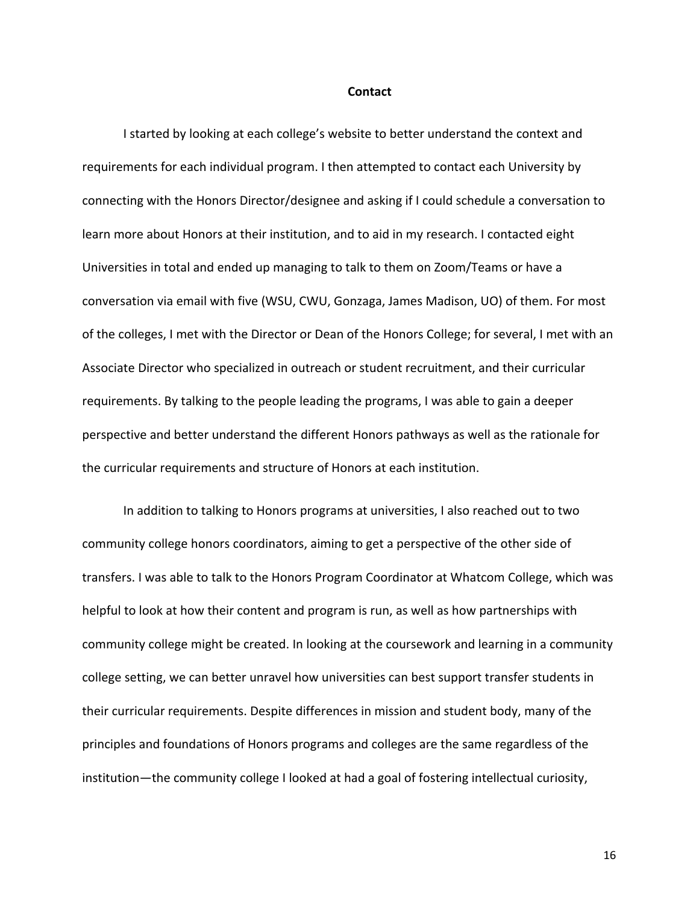## Contact

I started by looking at each college's website to better understand the context and requirements for each individual program. I then attempted to contact each University by connecting with the Honors Director/designee and asking if I could schedule a conversation to learn more about Honors at their institution, and to aid in my research. I contacted eight Universities in total and ended up managing to talk to them on Zoom/Teams or have a conversation via email with five (WSU, CWU, Gonzaga, James Madison, UO) of them. For most of the colleges, I met with the Director or Dean of the Honors College; for several, I met with an Associate Director who specialized in outreach or student recruitment, and their curricular requirements. By talking to the people leading the programs, I was able to gain a deeper perspective and better understand the different Honors pathways as well as the rationale for the curricular requirements and structure of Honors at each institution.

In addition to talking to Honors programs at universities, I also reached out to two community college honors coordinators, aiming to get a perspective of the other side of transfers. I was able to talk to the Honors Program Coordinator at Whatcom College, which was helpful to look at how their content and program is run, as well as how partnerships with community college might be created. In looking at the coursework and learning in a community college setting, we can better unravel how universities can best support transfer students in their curricular requirements. Despite differences in mission and student body, many of the principles and foundations of Honors programs and colleges are the same regardless of the institution—the community college I looked at had a goal of fostering intellectual curiosity,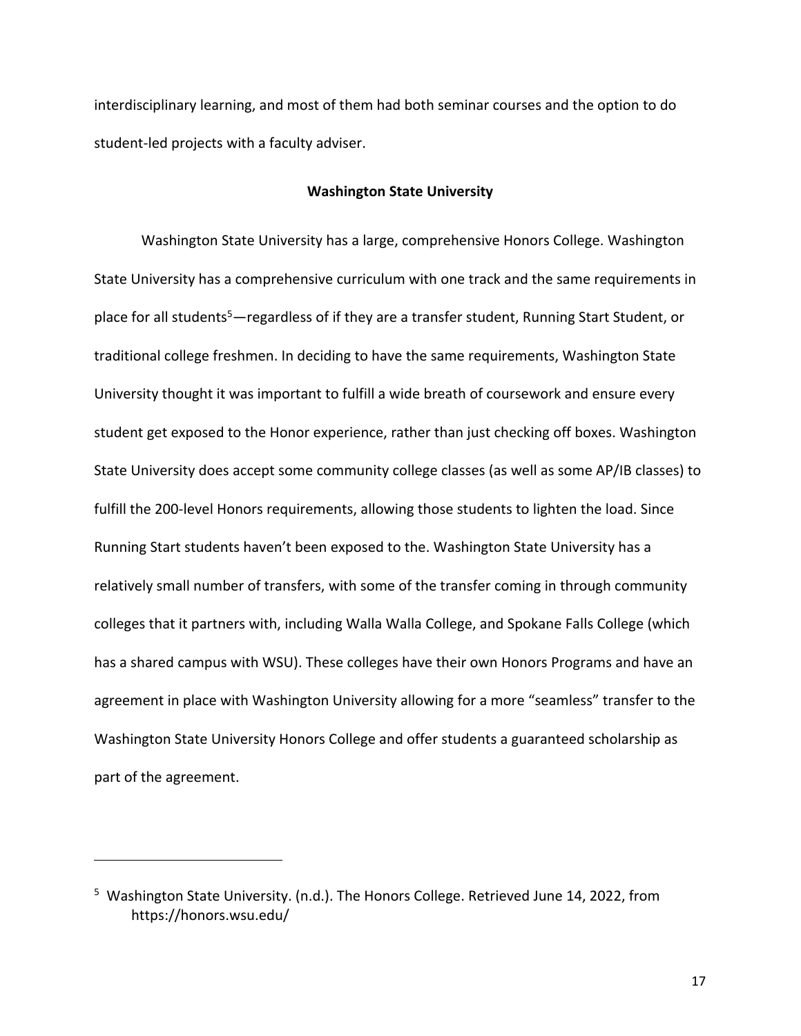interdisciplinary learning, and most of them had both seminar courses and the option to do student-led projects with a faculty adviser.

**Washington State University**

Washington State University has a large, comprehensive Honors College. Washington State University has a comprehensive curriculum with one track and the same requirements in place for all students[5]—regardless of if they are a transfer student, Running Start Student, or traditional college freshmen. In deciding to have the same requirements, Washington State University thought it was important to fulfill a wide breath of coursework and ensure every student get exposed to the Honor experience, rather than just checking off boxes. Washington State University does accept some community college classes (as well as some AP/IB classes) to fulfill the 200-level Honors requirements, allowing those students to lighten the load. Since Running Start students haven't been exposed to the. Washington State University has a relatively small number of transfers, with some of the transfer coming in through community colleges that it partners with, including Walla Walla College, and Spokane Falls College (which has a shared campus with WSU). These colleges have their own Honors Programs and have an agreement in place with Washington University allowing for a more "seamless" transfer to the Washington State University Honors College and offer students a guaranteed scholarship as part of the agreement.

---

[5] Washington State University. (n.d.). The Honors College. Retrieved June 14, 2022, from https://honors.wsu.edu/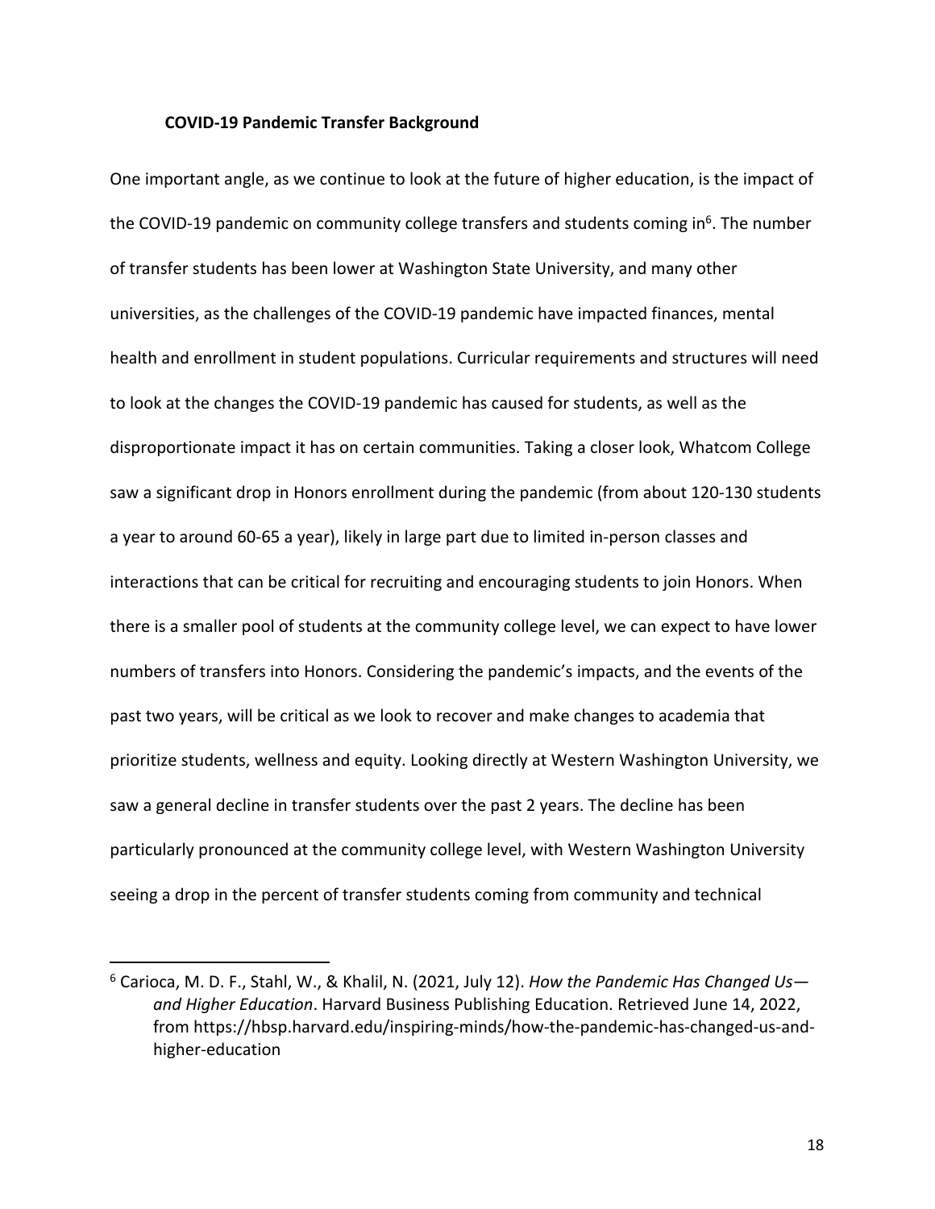### COVID-19 Pandemic Transfer Background

One important angle, as we continue to look at the future of higher education, is the impact of the COVID-19 pandemic on community college transfers and students coming in[6]. The number of transfer students has been lower at Washington State University, and many other universities, as the challenges of the COVID-19 pandemic have impacted finances, mental health and enrollment in student populations. Curricular requirements and structures will need to look at the changes the COVID-19 pandemic has caused for students, as well as the disproportionate impact it has on certain communities. Taking a closer look, Whatcom College saw a significant drop in Honors enrollment during the pandemic (from about 120-130 students a year to around 60-65 a year), likely in large part due to limited in-person classes and interactions that can be critical for recruiting and encouraging students to join Honors. When there is a smaller pool of students at the community college level, we can expect to have lower numbers of transfers into Honors. Considering the pandemic's impacts, and the events of the past two years, will be critical as we look to recover and make changes to academia that prioritize students, wellness and equity. Looking directly at Western Washington University, we saw a general decline in transfer students over the past 2 years. The decline has been particularly pronounced at the community college level, with Western Washington University seeing a drop in the percent of transfer students coming from community and technical

[6] Carioca, M. D. F., Stahl, W., & Khalil, N. (2021, July 12). *How the Pandemic Has Changed Us—and Higher Education*. Harvard Business Publishing Education. Retrieved June 14, 2022, from https://hbsp.harvard.edu/inspiring-minds/how-the-pandemic-has-changed-us-and-higher-education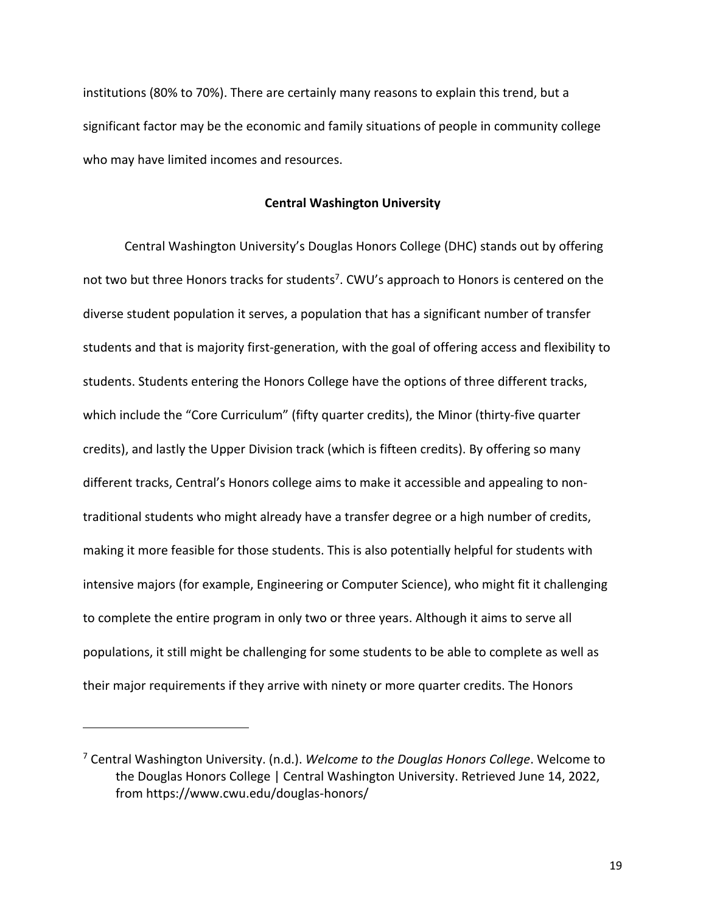institutions (80% to 70%). There are certainly many reasons to explain this trend, but a significant factor may be the economic and family situations of people in community college who may have limited incomes and resources.

## Central Washington University

Central Washington University's Douglas Honors College (DHC) stands out by offering not two but three Honors tracks for students[7]. CWU's approach to Honors is centered on the diverse student population it serves, a population that has a significant number of transfer students and that is majority first-generation, with the goal of offering access and flexibility to students. Students entering the Honors College have the options of three different tracks, which include the "Core Curriculum" (fifty quarter credits), the Minor (thirty-five quarter credits), and lastly the Upper Division track (which is fifteen credits). By offering so many different tracks, Central's Honors college aims to make it accessible and appealing to non-traditional students who might already have a transfer degree or a high number of credits, making it more feasible for those students. This is also potentially helpful for students with intensive majors (for example, Engineering or Computer Science), who might fit it challenging to complete the entire program in only two or three years. Although it aims to serve all populations, it still might be challenging for some students to be able to complete as well as their major requirements if they arrive with ninety or more quarter credits. The Honors

[7] Central Washington University. (n.d.). *Welcome to the Douglas Honors College*. Welcome to the Douglas Honors College | Central Washington University. Retrieved June 14, 2022, from https://www.cwu.edu/douglas-honors/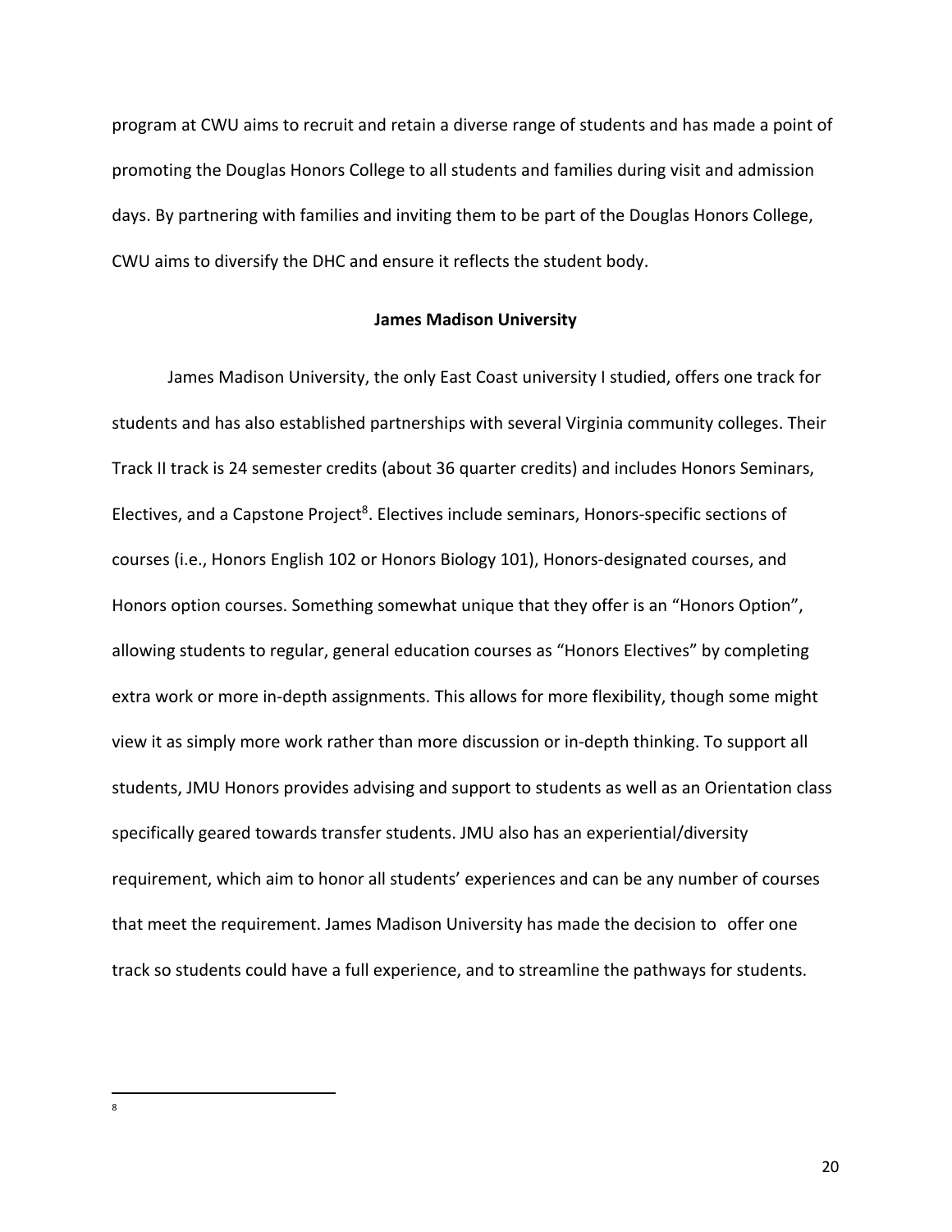program at CWU aims to recruit and retain a diverse range of students and has made a point of promoting the Douglas Honors College to all students and families during visit and admission days. By partnering with families and inviting them to be part of the Douglas Honors College, CWU aims to diversify the DHC and ensure it reflects the student body.

### James Madison University

James Madison University, the only East Coast university I studied, offers one track for students and has also established partnerships with several Virginia community colleges. Their Track II track is 24 semester credits (about 36 quarter credits) and includes Honors Seminars, Electives, and a Capstone Project[8]. Electives include seminars, Honors-specific sections of courses (i.e., Honors English 102 or Honors Biology 101), Honors-designated courses, and Honors option courses. Something somewhat unique that they offer is an "Honors Option", allowing students to regular, general education courses as "Honors Electives" by completing extra work or more in-depth assignments. This allows for more flexibility, though some might view it as simply more work rather than more discussion or in-depth thinking. To support all students, JMU Honors provides advising and support to students as well as an Orientation class specifically geared towards transfer students. JMU also has an experiential/diversity requirement, which aim to honor all students' experiences and can be any number of courses that meet the requirement. James Madison University has made the decision to offer one track so students could have a full experience, and to streamline the pathways for students.

---

[8]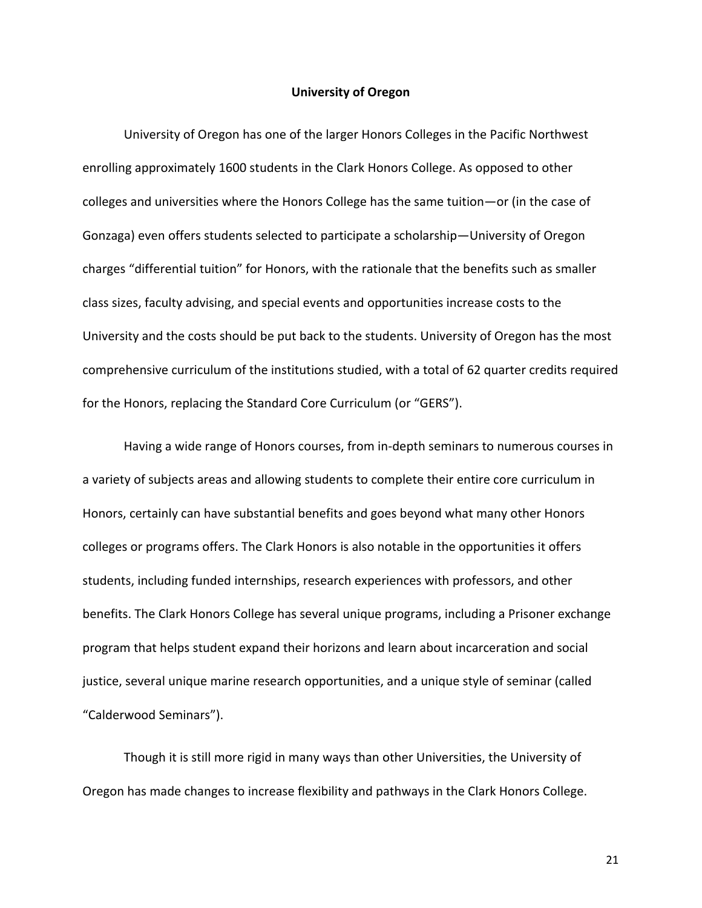## University of Oregon

University of Oregon has one of the larger Honors Colleges in the Pacific Northwest enrolling approximately 1600 students in the Clark Honors College. As opposed to other colleges and universities where the Honors College has the same tuition—or (in the case of Gonzaga) even offers students selected to participate a scholarship—University of Oregon charges "differential tuition" for Honors, with the rationale that the benefits such as smaller class sizes, faculty advising, and special events and opportunities increase costs to the University and the costs should be put back to the students. University of Oregon has the most comprehensive curriculum of the institutions studied, with a total of 62 quarter credits required for the Honors, replacing the Standard Core Curriculum (or "GERS").

Having a wide range of Honors courses, from in-depth seminars to numerous courses in a variety of subjects areas and allowing students to complete their entire core curriculum in Honors, certainly can have substantial benefits and goes beyond what many other Honors colleges or programs offers. The Clark Honors is also notable in the opportunities it offers students, including funded internships, research experiences with professors, and other benefits. The Clark Honors College has several unique programs, including a Prisoner exchange program that helps student expand their horizons and learn about incarceration and social justice, several unique marine research opportunities, and a unique style of seminar (called "Calderwood Seminars").

Though it is still more rigid in many ways than other Universities, the University of Oregon has made changes to increase flexibility and pathways in the Clark Honors College.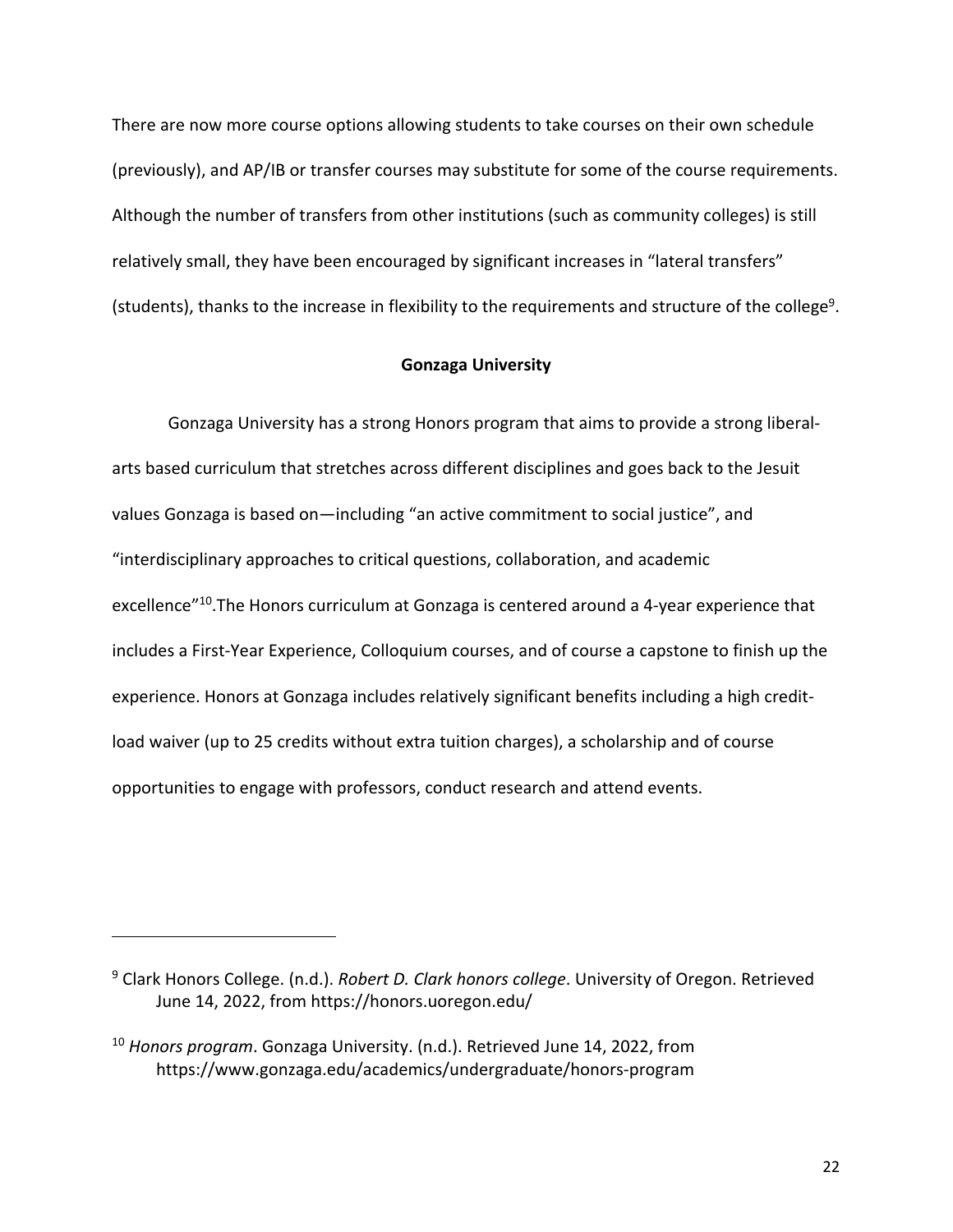There are now more course options allowing students to take courses on their own schedule (previously), and AP/IB or transfer courses may substitute for some of the course requirements. Although the number of transfers from other institutions (such as community colleges) is still relatively small, they have been encouraged by significant increases in "lateral transfers" (students), thanks to the increase in flexibility to the requirements and structure of the college[9].

**Gonzaga University**

Gonzaga University has a strong Honors program that aims to provide a strong liberal-arts based curriculum that stretches across different disciplines and goes back to the Jesuit values Gonzaga is based on—including "an active commitment to social justice", and "interdisciplinary approaches to critical questions, collaboration, and academic excellence"[10].The Honors curriculum at Gonzaga is centered around a 4-year experience that includes a First-Year Experience, Colloquium courses, and of course a capstone to finish up the experience. Honors at Gonzaga includes relatively significant benefits including a high credit-load waiver (up to 25 credits without extra tuition charges), a scholarship and of course opportunities to engage with professors, conduct research and attend events.

---

[9] Clark Honors College. (n.d.). *Robert D. Clark honors college*. University of Oregon. Retrieved June 14, 2022, from https://honors.uoregon.edu/

[10] *Honors program*. Gonzaga University. (n.d.). Retrieved June 14, 2022, from https://www.gonzaga.edu/academics/undergraduate/honors-program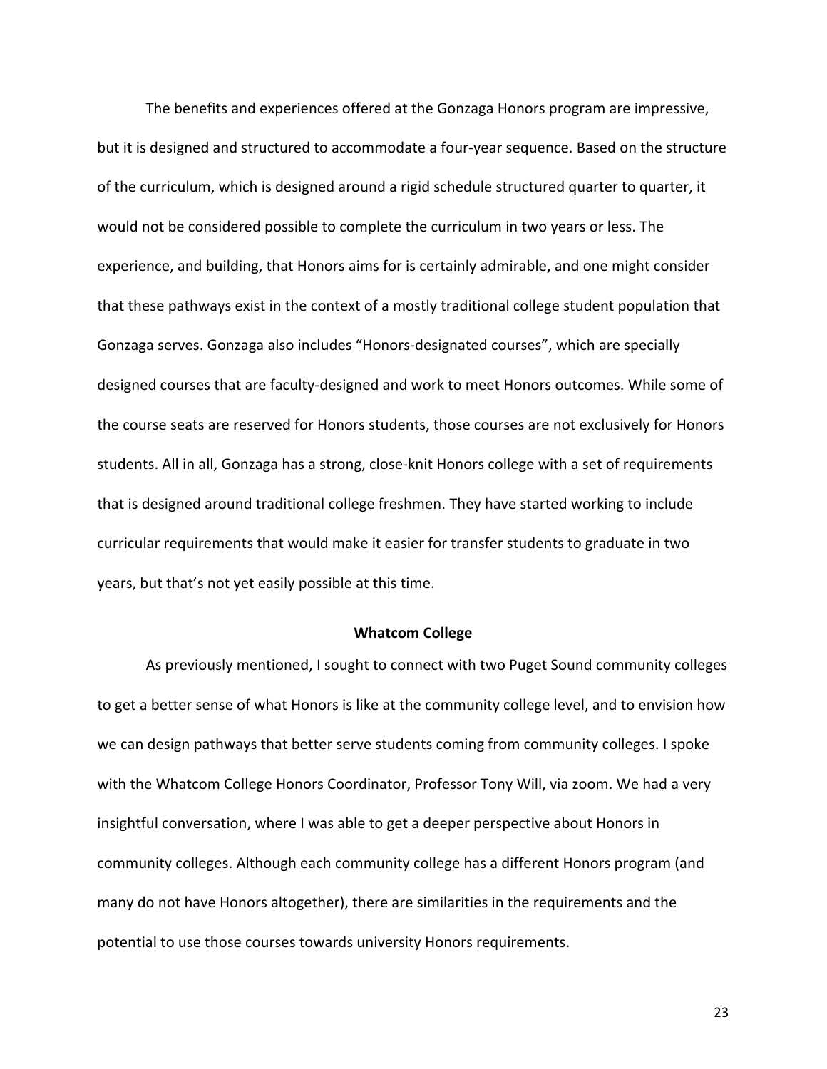The benefits and experiences offered at the Gonzaga Honors program are impressive, but it is designed and structured to accommodate a four-year sequence. Based on the structure of the curriculum, which is designed around a rigid schedule structured quarter to quarter, it would not be considered possible to complete the curriculum in two years or less. The experience, and building, that Honors aims for is certainly admirable, and one might consider that these pathways exist in the context of a mostly traditional college student population that Gonzaga serves. Gonzaga also includes “Honors-designated courses”, which are specially designed courses that are faculty-designed and work to meet Honors outcomes. While some of the course seats are reserved for Honors students, those courses are not exclusively for Honors students. All in all, Gonzaga has a strong, close-knit Honors college with a set of requirements that is designed around traditional college freshmen. They have started working to include curricular requirements that would make it easier for transfer students to graduate in two years, but that’s not yet easily possible at this time.

## Whatcom College

As previously mentioned, I sought to connect with two Puget Sound community colleges to get a better sense of what Honors is like at the community college level, and to envision how we can design pathways that better serve students coming from community colleges. I spoke with the Whatcom College Honors Coordinator, Professor Tony Will, via zoom. We had a very insightful conversation, where I was able to get a deeper perspective about Honors in community colleges. Although each community college has a different Honors program (and many do not have Honors altogether), there are similarities in the requirements and the potential to use those courses towards university Honors requirements.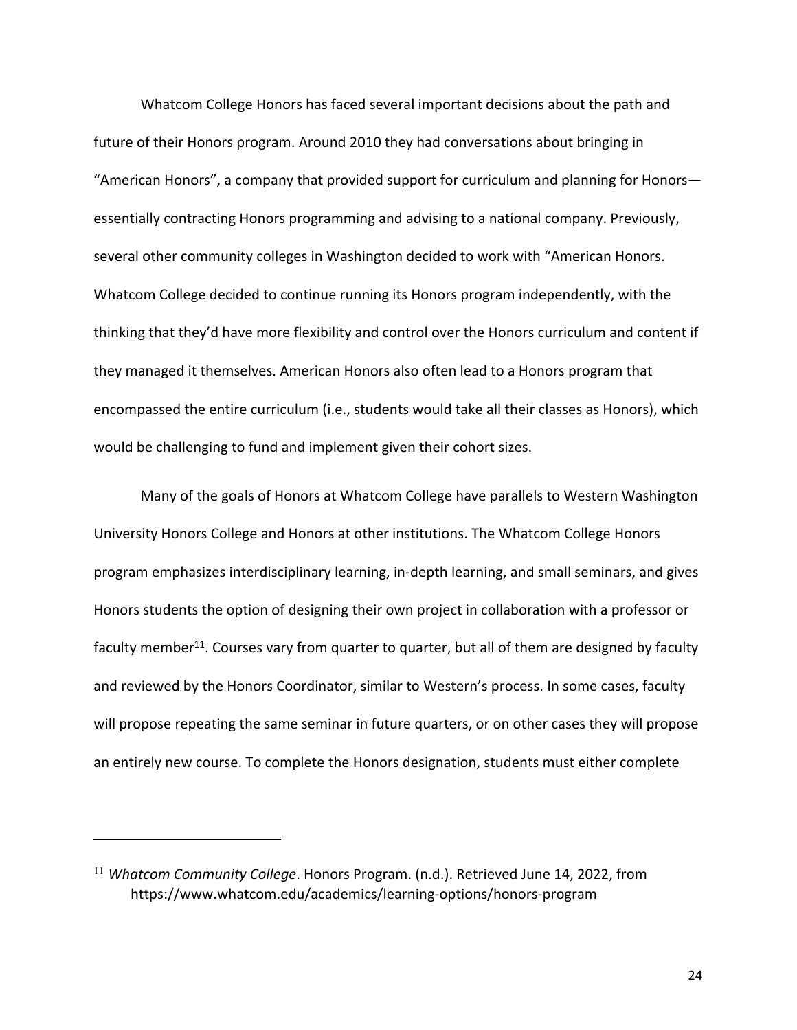Whatcom College Honors has faced several important decisions about the path and future of their Honors program. Around 2010 they had conversations about bringing in "American Honors", a company that provided support for curriculum and planning for Honors—essentially contracting Honors programming and advising to a national company. Previously, several other community colleges in Washington decided to work with "American Honors. Whatcom College decided to continue running its Honors program independently, with the thinking that they'd have more flexibility and control over the Honors curriculum and content if they managed it themselves. American Honors also often lead to a Honors program that encompassed the entire curriculum (i.e., students would take all their classes as Honors), which would be challenging to fund and implement given their cohort sizes.

Many of the goals of Honors at Whatcom College have parallels to Western Washington University Honors College and Honors at other institutions. The Whatcom College Honors program emphasizes interdisciplinary learning, in-depth learning, and small seminars, and gives Honors students the option of designing their own project in collaboration with a professor or faculty member[11]. Courses vary from quarter to quarter, but all of them are designed by faculty and reviewed by the Honors Coordinator, similar to Western's process. In some cases, faculty will propose repeating the same seminar in future quarters, or on other cases they will propose an entirely new course. To complete the Honors designation, students must either complete

[11] *Whatcom Community College*. Honors Program. (n.d.). Retrieved June 14, 2022, from https://www.whatcom.edu/academics/learning-options/honors-program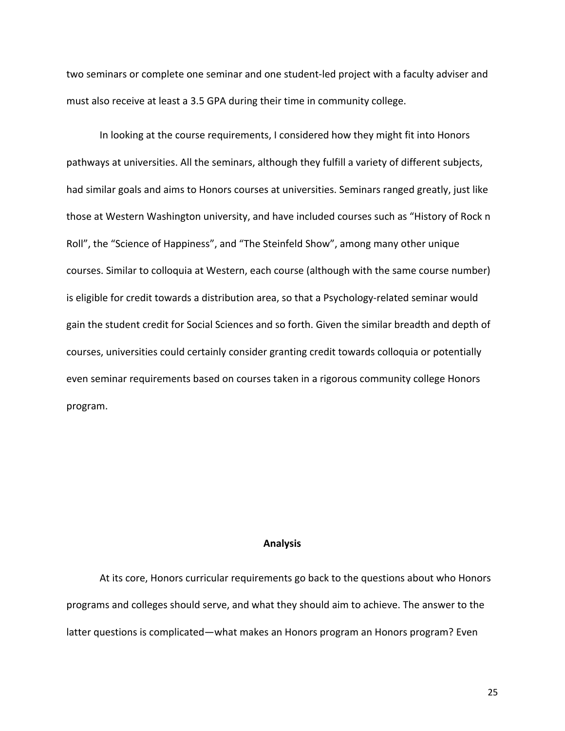two seminars or complete one seminar and one student-led project with a faculty adviser and must also receive at least a 3.5 GPA during their time in community college.

In looking at the course requirements, I considered how they might fit into Honors pathways at universities. All the seminars, although they fulfill a variety of different subjects, had similar goals and aims to Honors courses at universities. Seminars ranged greatly, just like those at Western Washington university, and have included courses such as "History of Rock n Roll", the "Science of Happiness", and "The Steinfeld Show", among many other unique courses. Similar to colloquia at Western, each course (although with the same course number) is eligible for credit towards a distribution area, so that a Psychology-related seminar would gain the student credit for Social Sciences and so forth. Given the similar breadth and depth of courses, universities could certainly consider granting credit towards colloquia or potentially even seminar requirements based on courses taken in a rigorous community college Honors program.

## Analysis

At its core, Honors curricular requirements go back to the questions about who Honors programs and colleges should serve, and what they should aim to achieve. The answer to the latter questions is complicated—what makes an Honors program an Honors program? Even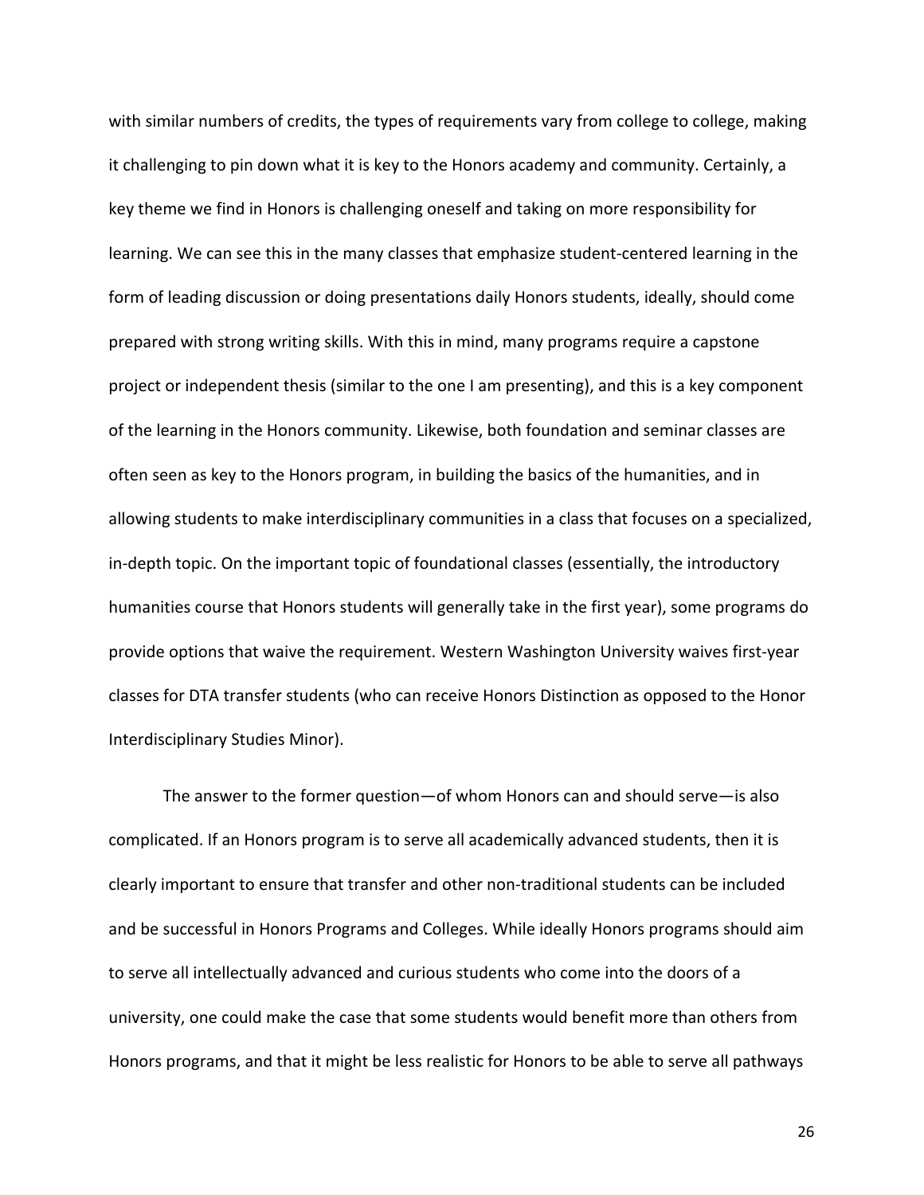with similar numbers of credits, the types of requirements vary from college to college, making it challenging to pin down what it is key to the Honors academy and community. Certainly, a key theme we find in Honors is challenging oneself and taking on more responsibility for learning. We can see this in the many classes that emphasize student-centered learning in the form of leading discussion or doing presentations daily Honors students, ideally, should come prepared with strong writing skills. With this in mind, many programs require a capstone project or independent thesis (similar to the one I am presenting), and this is a key component of the learning in the Honors community. Likewise, both foundation and seminar classes are often seen as key to the Honors program, in building the basics of the humanities, and in allowing students to make interdisciplinary communities in a class that focuses on a specialized, in-depth topic. On the important topic of foundational classes (essentially, the introductory humanities course that Honors students will generally take in the first year), some programs do provide options that waive the requirement. Western Washington University waives first-year classes for DTA transfer students (who can receive Honors Distinction as opposed to the Honor Interdisciplinary Studies Minor).

The answer to the former question—of whom Honors can and should serve—is also complicated. If an Honors program is to serve all academically advanced students, then it is clearly important to ensure that transfer and other non-traditional students can be included and be successful in Honors Programs and Colleges. While ideally Honors programs should aim to serve all intellectually advanced and curious students who come into the doors of a university, one could make the case that some students would benefit more than others from Honors programs, and that it might be less realistic for Honors to be able to serve all pathways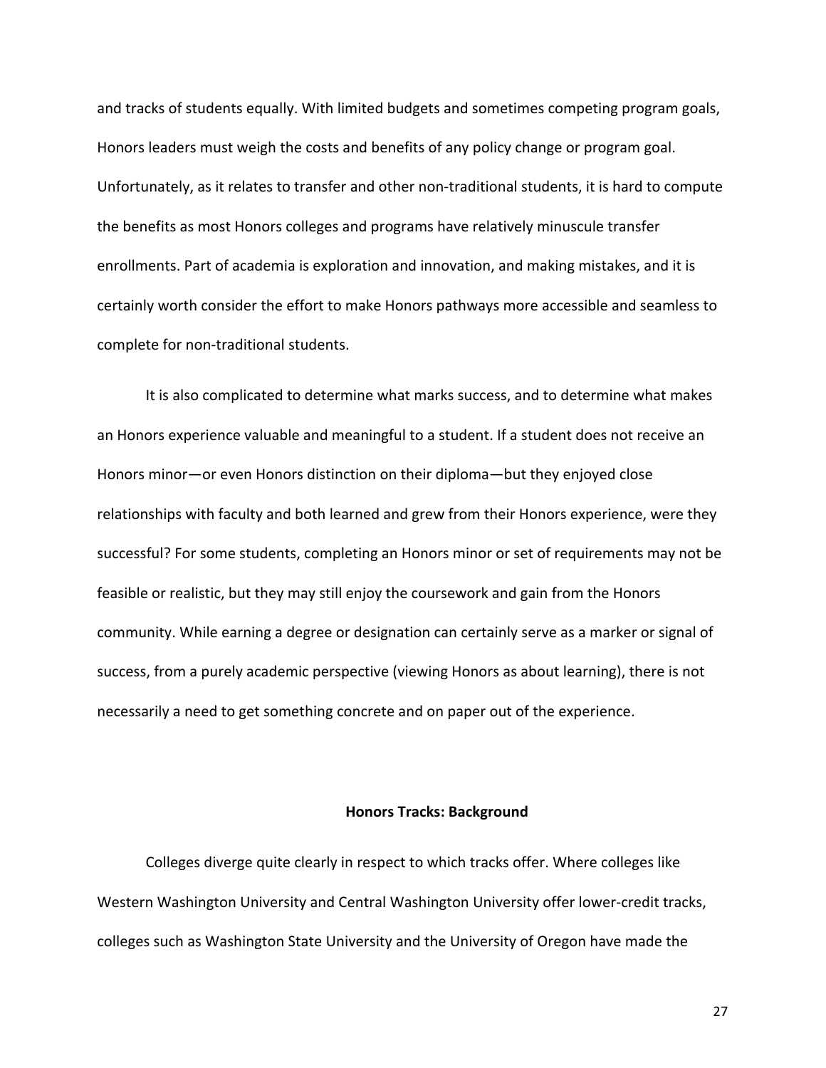and tracks of students equally. With limited budgets and sometimes competing program goals, Honors leaders must weigh the costs and benefits of any policy change or program goal. Unfortunately, as it relates to transfer and other non-traditional students, it is hard to compute the benefits as most Honors colleges and programs have relatively minuscule transfer enrollments. Part of academia is exploration and innovation, and making mistakes, and it is certainly worth consider the effort to make Honors pathways more accessible and seamless to complete for non-traditional students.

It is also complicated to determine what marks success, and to determine what makes an Honors experience valuable and meaningful to a student. If a student does not receive an Honors minor—or even Honors distinction on their diploma—but they enjoyed close relationships with faculty and both learned and grew from their Honors experience, were they successful? For some students, completing an Honors minor or set of requirements may not be feasible or realistic, but they may still enjoy the coursework and gain from the Honors community. While earning a degree or designation can certainly serve as a marker or signal of success, from a purely academic perspective (viewing Honors as about learning), there is not necessarily a need to get something concrete and on paper out of the experience.

## Honors Tracks: Background

Colleges diverge quite clearly in respect to which tracks offer. Where colleges like Western Washington University and Central Washington University offer lower-credit tracks, colleges such as Washington State University and the University of Oregon have made the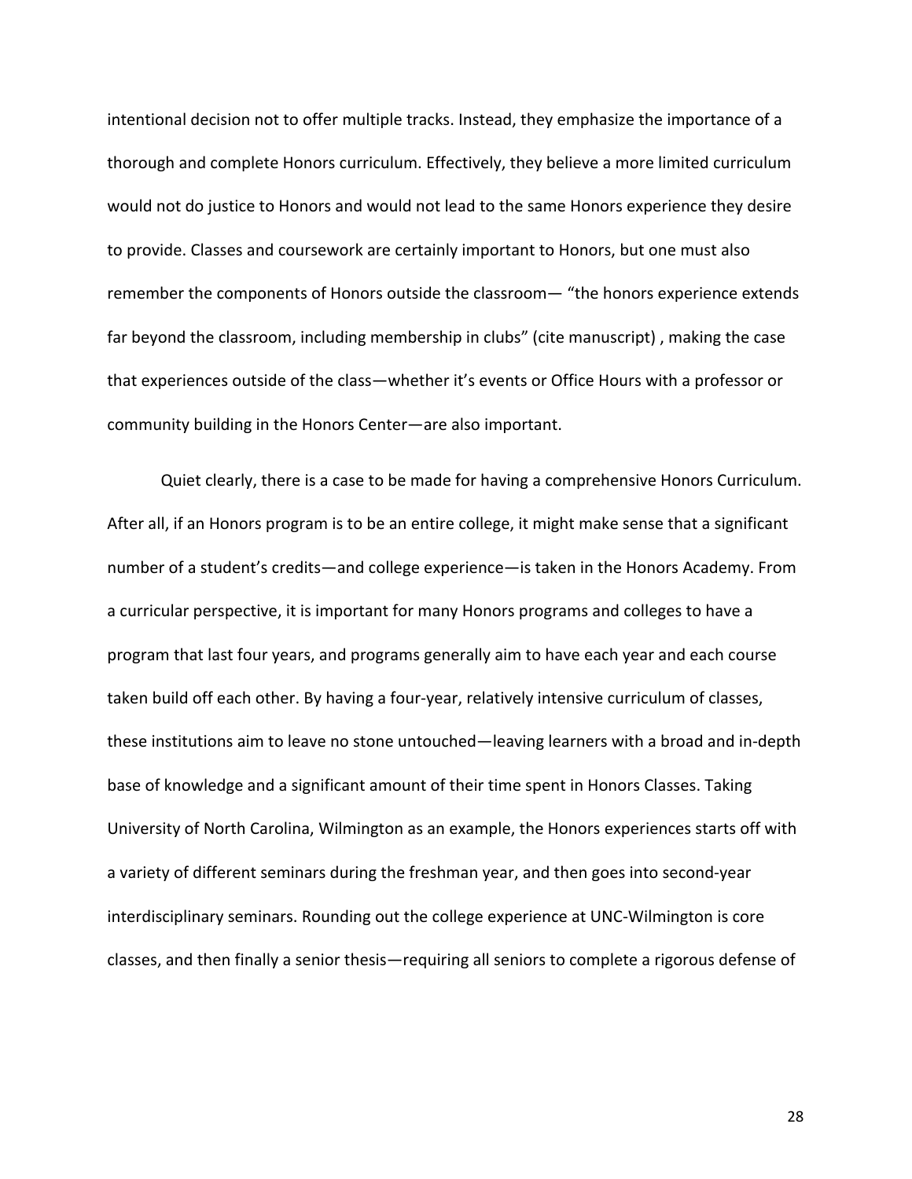intentional decision not to offer multiple tracks. Instead, they emphasize the importance of a thorough and complete Honors curriculum. Effectively, they believe a more limited curriculum would not do justice to Honors and would not lead to the same Honors experience they desire to provide. Classes and coursework are certainly important to Honors, but one must also remember the components of Honors outside the classroom— "the honors experience extends far beyond the classroom, including membership in clubs" (cite manuscript) , making the case that experiences outside of the class—whether it's events or Office Hours with a professor or community building in the Honors Center—are also important.

Quiet clearly, there is a case to be made for having a comprehensive Honors Curriculum. After all, if an Honors program is to be an entire college, it might make sense that a significant number of a student's credits—and college experience—is taken in the Honors Academy. From a curricular perspective, it is important for many Honors programs and colleges to have a program that last four years, and programs generally aim to have each year and each course taken build off each other. By having a four-year, relatively intensive curriculum of classes, these institutions aim to leave no stone untouched—leaving learners with a broad and in-depth base of knowledge and a significant amount of their time spent in Honors Classes. Taking University of North Carolina, Wilmington as an example, the Honors experiences starts off with a variety of different seminars during the freshman year, and then goes into second-year interdisciplinary seminars. Rounding out the college experience at UNC-Wilmington is core classes, and then finally a senior thesis—requiring all seniors to complete a rigorous defense of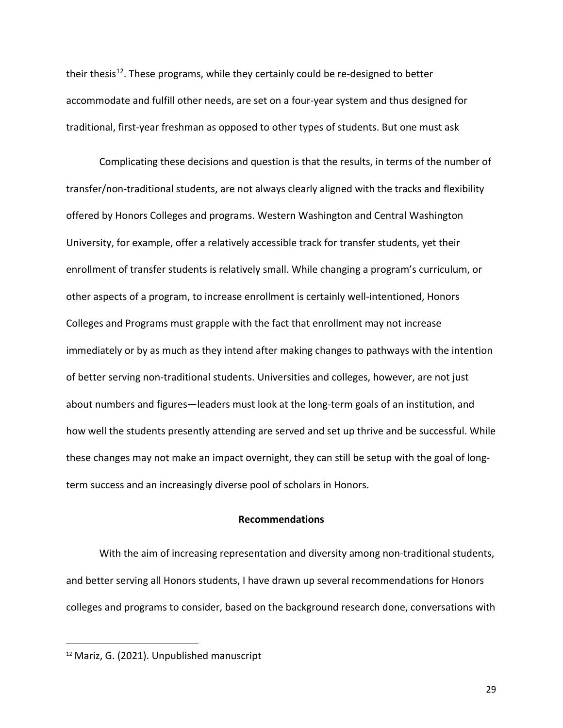their thesis[12]. These programs, while they certainly could be re-designed to better accommodate and fulfill other needs, are set on a four-year system and thus designed for traditional, first-year freshman as opposed to other types of students. But one must ask

Complicating these decisions and question is that the results, in terms of the number of transfer/non-traditional students, are not always clearly aligned with the tracks and flexibility offered by Honors Colleges and programs. Western Washington and Central Washington University, for example, offer a relatively accessible track for transfer students, yet their enrollment of transfer students is relatively small. While changing a program's curriculum, or other aspects of a program, to increase enrollment is certainly well-intentioned, Honors Colleges and Programs must grapple with the fact that enrollment may not increase immediately or by as much as they intend after making changes to pathways with the intention of better serving non-traditional students. Universities and colleges, however, are not just about numbers and figures—leaders must look at the long-term goals of an institution, and how well the students presently attending are served and set up thrive and be successful. While these changes may not make an impact overnight, they can still be setup with the goal of long-term success and an increasingly diverse pool of scholars in Honors.

## Recommendations

With the aim of increasing representation and diversity among non-traditional students, and better serving all Honors students, I have drawn up several recommendations for Honors colleges and programs to consider, based on the background research done, conversations with

[12] Mariz, G. (2021). Unpublished manuscript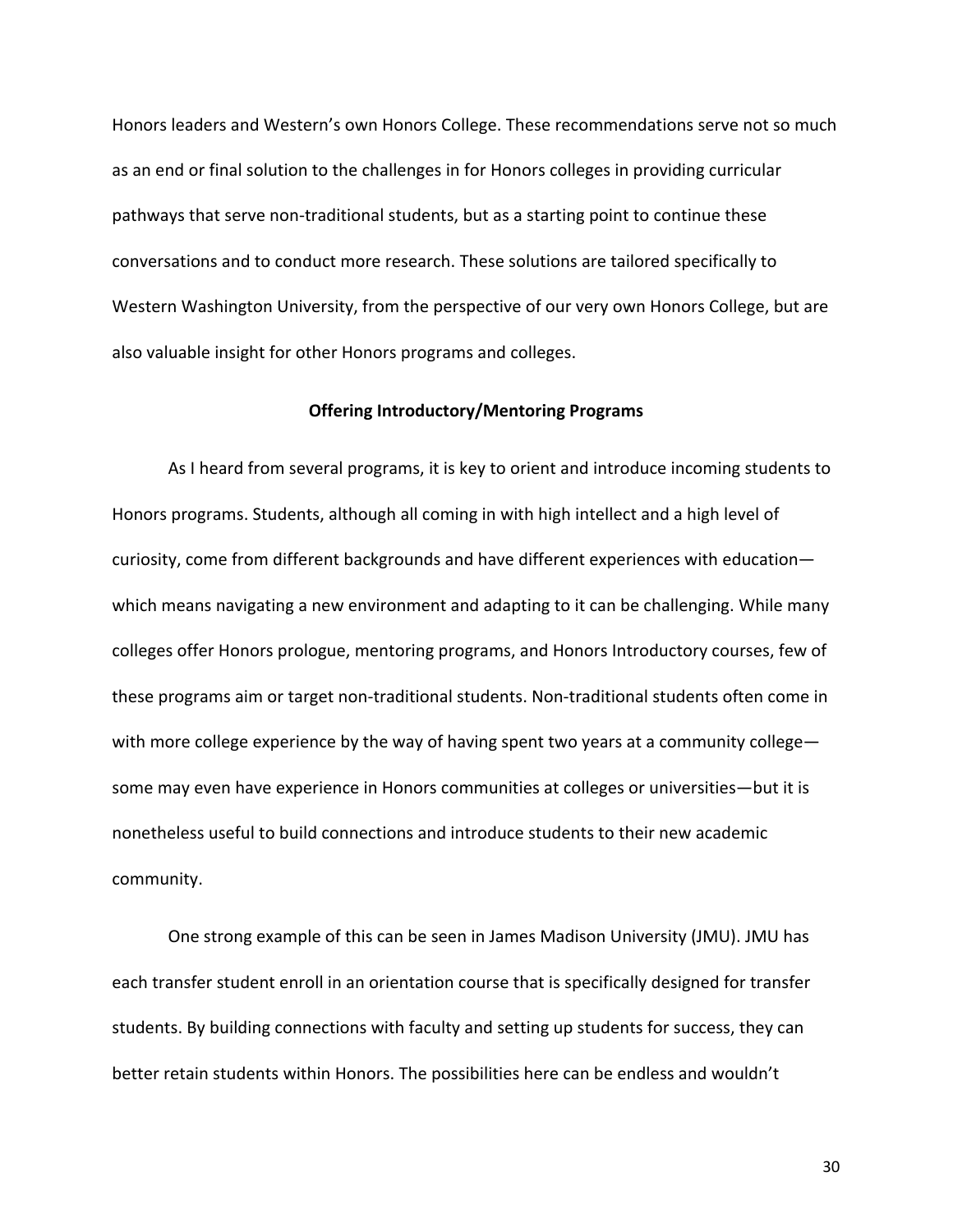Honors leaders and Western's own Honors College. These recommendations serve not so much as an end or final solution to the challenges in for Honors colleges in providing curricular pathways that serve non-traditional students, but as a starting point to continue these conversations and to conduct more research. These solutions are tailored specifically to Western Washington University, from the perspective of our very own Honors College, but are also valuable insight for other Honors programs and colleges.

**Offering Introductory/Mentoring Programs**

As I heard from several programs, it is key to orient and introduce incoming students to Honors programs. Students, although all coming in with high intellect and a high level of curiosity, come from different backgrounds and have different experiences with education—which means navigating a new environment and adapting to it can be challenging. While many colleges offer Honors prologue, mentoring programs, and Honors Introductory courses, few of these programs aim or target non-traditional students. Non-traditional students often come in with more college experience by the way of having spent two years at a community college—some may even have experience in Honors communities at colleges or universities—but it is nonetheless useful to build connections and introduce students to their new academic community.

One strong example of this can be seen in James Madison University (JMU). JMU has each transfer student enroll in an orientation course that is specifically designed for transfer students. By building connections with faculty and setting up students for success, they can better retain students within Honors. The possibilities here can be endless and wouldn't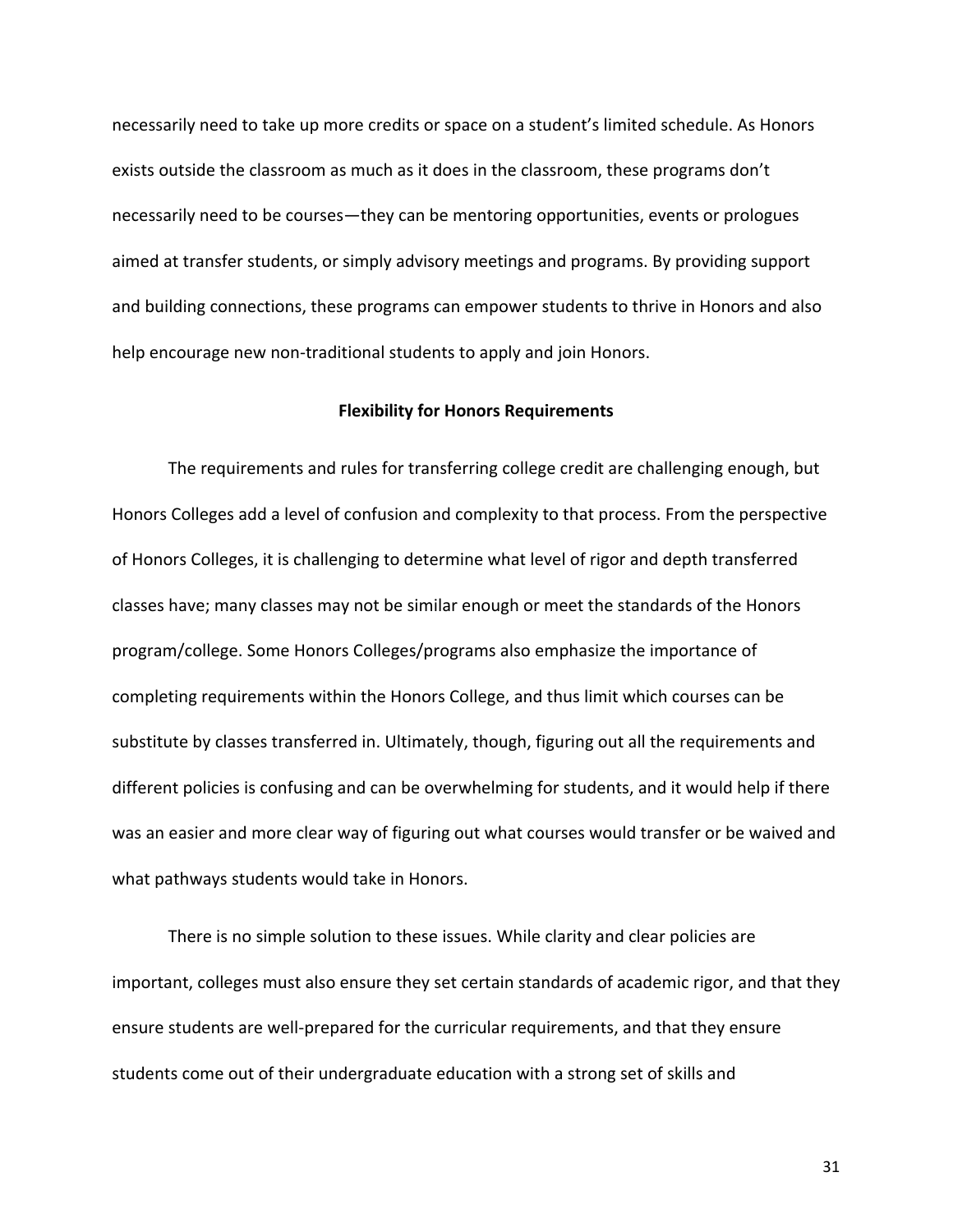necessarily need to take up more credits or space on a student's limited schedule. As Honors exists outside the classroom as much as it does in the classroom, these programs don't necessarily need to be courses—they can be mentoring opportunities, events or prologues aimed at transfer students, or simply advisory meetings and programs. By providing support and building connections, these programs can empower students to thrive in Honors and also help encourage new non-traditional students to apply and join Honors.

### Flexibility for Honors Requirements

The requirements and rules for transferring college credit are challenging enough, but Honors Colleges add a level of confusion and complexity to that process. From the perspective of Honors Colleges, it is challenging to determine what level of rigor and depth transferred classes have; many classes may not be similar enough or meet the standards of the Honors program/college. Some Honors Colleges/programs also emphasize the importance of completing requirements within the Honors College, and thus limit which courses can be substitute by classes transferred in. Ultimately, though, figuring out all the requirements and different policies is confusing and can be overwhelming for students, and it would help if there was an easier and more clear way of figuring out what courses would transfer or be waived and what pathways students would take in Honors.

There is no simple solution to these issues. While clarity and clear policies are important, colleges must also ensure they set certain standards of academic rigor, and that they ensure students are well-prepared for the curricular requirements, and that they ensure students come out of their undergraduate education with a strong set of skills and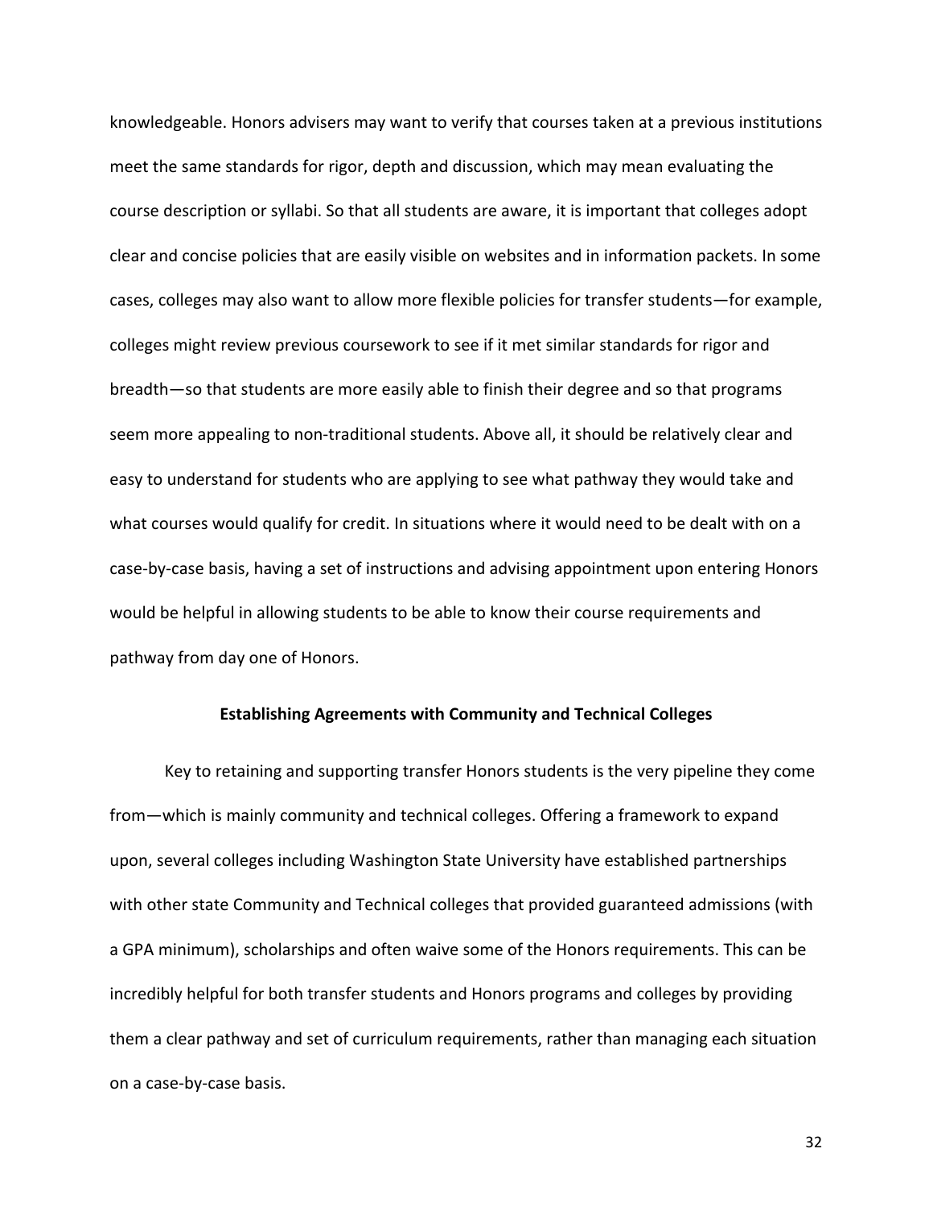knowledgeable. Honors advisers may want to verify that courses taken at a previous institutions meet the same standards for rigor, depth and discussion, which may mean evaluating the course description or syllabi. So that all students are aware, it is important that colleges adopt clear and concise policies that are easily visible on websites and in information packets. In some cases, colleges may also want to allow more flexible policies for transfer students—for example, colleges might review previous coursework to see if it met similar standards for rigor and breadth—so that students are more easily able to finish their degree and so that programs seem more appealing to non-traditional students. Above all, it should be relatively clear and easy to understand for students who are applying to see what pathway they would take and what courses would qualify for credit. In situations where it would need to be dealt with on a case-by-case basis, having a set of instructions and advising appointment upon entering Honors would be helpful in allowing students to be able to know their course requirements and pathway from day one of Honors.

## Establishing Agreements with Community and Technical Colleges

Key to retaining and supporting transfer Honors students is the very pipeline they come from—which is mainly community and technical colleges. Offering a framework to expand upon, several colleges including Washington State University have established partnerships with other state Community and Technical colleges that provided guaranteed admissions (with a GPA minimum), scholarships and often waive some of the Honors requirements. This can be incredibly helpful for both transfer students and Honors programs and colleges by providing them a clear pathway and set of curriculum requirements, rather than managing each situation on a case-by-case basis.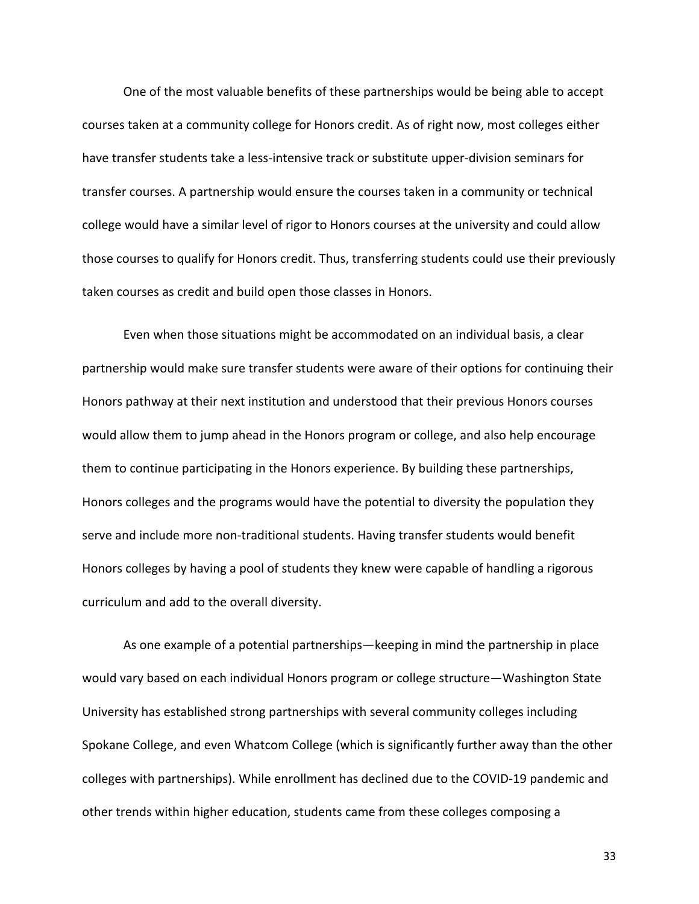One of the most valuable benefits of these partnerships would be being able to accept courses taken at a community college for Honors credit. As of right now, most colleges either have transfer students take a less-intensive track or substitute upper-division seminars for transfer courses. A partnership would ensure the courses taken in a community or technical college would have a similar level of rigor to Honors courses at the university and could allow those courses to qualify for Honors credit. Thus, transferring students could use their previously taken courses as credit and build open those classes in Honors.

Even when those situations might be accommodated on an individual basis, a clear partnership would make sure transfer students were aware of their options for continuing their Honors pathway at their next institution and understood that their previous Honors courses would allow them to jump ahead in the Honors program or college, and also help encourage them to continue participating in the Honors experience. By building these partnerships, Honors colleges and the programs would have the potential to diversity the population they serve and include more non-traditional students. Having transfer students would benefit Honors colleges by having a pool of students they knew were capable of handling a rigorous curriculum and add to the overall diversity.

As one example of a potential partnerships—keeping in mind the partnership in place would vary based on each individual Honors program or college structure—Washington State University has established strong partnerships with several community colleges including Spokane College, and even Whatcom College (which is significantly further away than the other colleges with partnerships). While enrollment has declined due to the COVID-19 pandemic and other trends within higher education, students came from these colleges composing a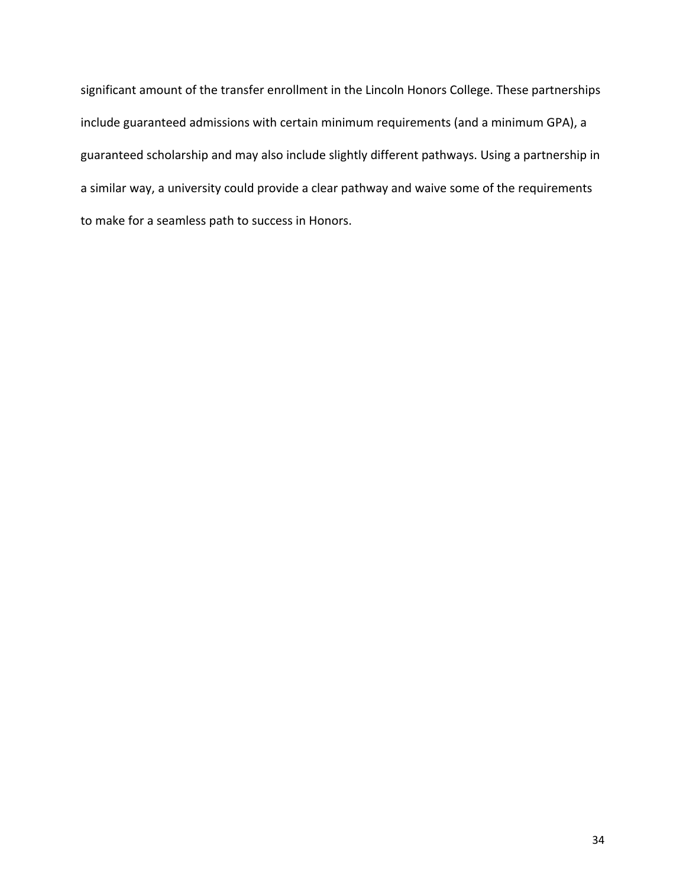significant amount of the transfer enrollment in the Lincoln Honors College. These partnerships include guaranteed admissions with certain minimum requirements (and a minimum GPA), a guaranteed scholarship and may also include slightly different pathways. Using a partnership in a similar way, a university could provide a clear pathway and waive some of the requirements to make for a seamless path to success in Honors.